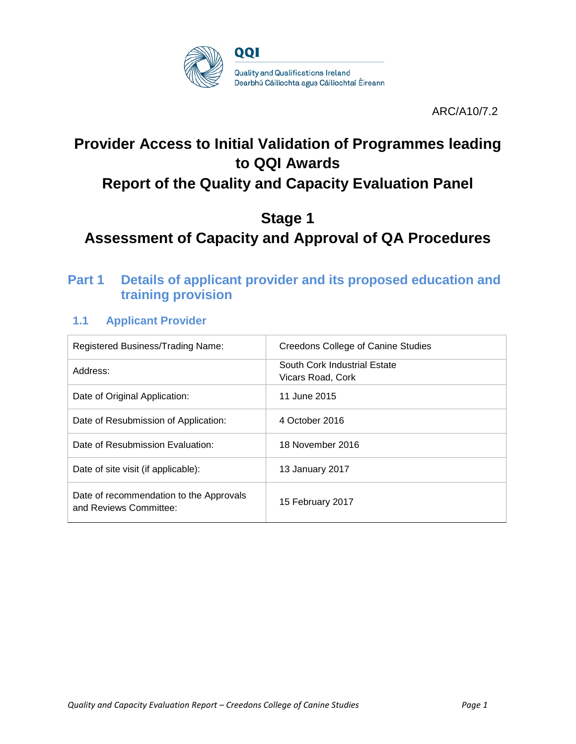QQI

Quality and Qualifications Ireland
Dearbhú Cáilíochta agus Cáilíochtaí Éireann

ARC/A10/7.2

# Provider Access to Initial Validation of Programmes leading to QQI Awards

# Report of the Quality and Capacity Evaluation Panel

# Stage 1
# Assessment of Capacity and Approval of QA Procedures

## Part 1 Details of applicant provider and its proposed education and training provision

### 1.1 Applicant Provider

| | |
|---|---|
| Registered Business/Trading Name: | Creedons College of Canine Studies |
| Address: | South Cork Industrial Estate<br>Vicars Road, Cork |
| Date of Original Application: | 11 June 2015 |
| Date of Resubmission of Application: | 4 October 2016 |
| Date of Resubmission Evaluation: | 18 November 2016 |
| Date of site visit (if applicable): | 13 January 2017 |
| Date of recommendation to the Approvals and Reviews Committee: | 15 February 2017 |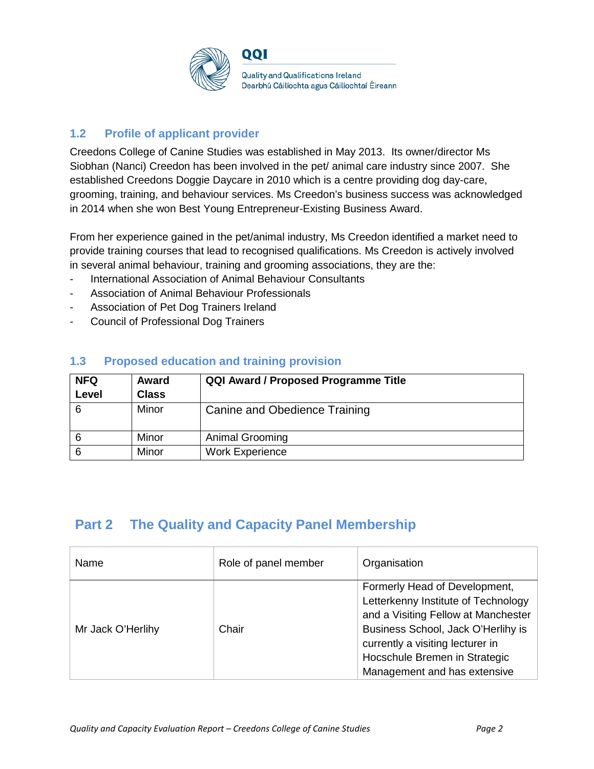## 1.2 Profile of applicant provider

Creedons College of Canine Studies was established in May 2013. Its owner/director Ms Siobhan (Nanci) Creedon has been involved in the pet/ animal care industry since 2007. She established Creedons Doggie Daycare in 2010 which is a centre providing dog day-care, grooming, training, and behaviour services. Ms Creedon's business success was acknowledged in 2014 when she won Best Young Entrepreneur-Existing Business Award.

From her experience gained in the pet/animal industry, Ms Creedon identified a market need to provide training courses that lead to recognised qualifications. Ms Creedon is actively involved in several animal behaviour, training and grooming associations, they are the:

- International Association of Animal Behaviour Consultants
- Association of Animal Behaviour Professionals
- Association of Pet Dog Trainers Ireland
- Council of Professional Dog Trainers

## 1.3 Proposed education and training provision

| NFQ Level | Award Class | QQI Award / Proposed Programme Title |
|---|---|---|
| 6 | Minor | Canine and Obedience Training |
| 6 | Minor | Animal Grooming |
| 6 | Minor | Work Experience |

# Part 2 The Quality and Capacity Panel Membership

| Name | Role of panel member | Organisation |
|---|---|---|
| Mr Jack O'Herlihy | Chair | Formerly Head of Development, Letterkenny Institute of Technology and a Visiting Fellow at Manchester Business School, Jack O'Herlihy is currently a visiting lecturer in Hocschule Bremen in Strategic Management and has extensive |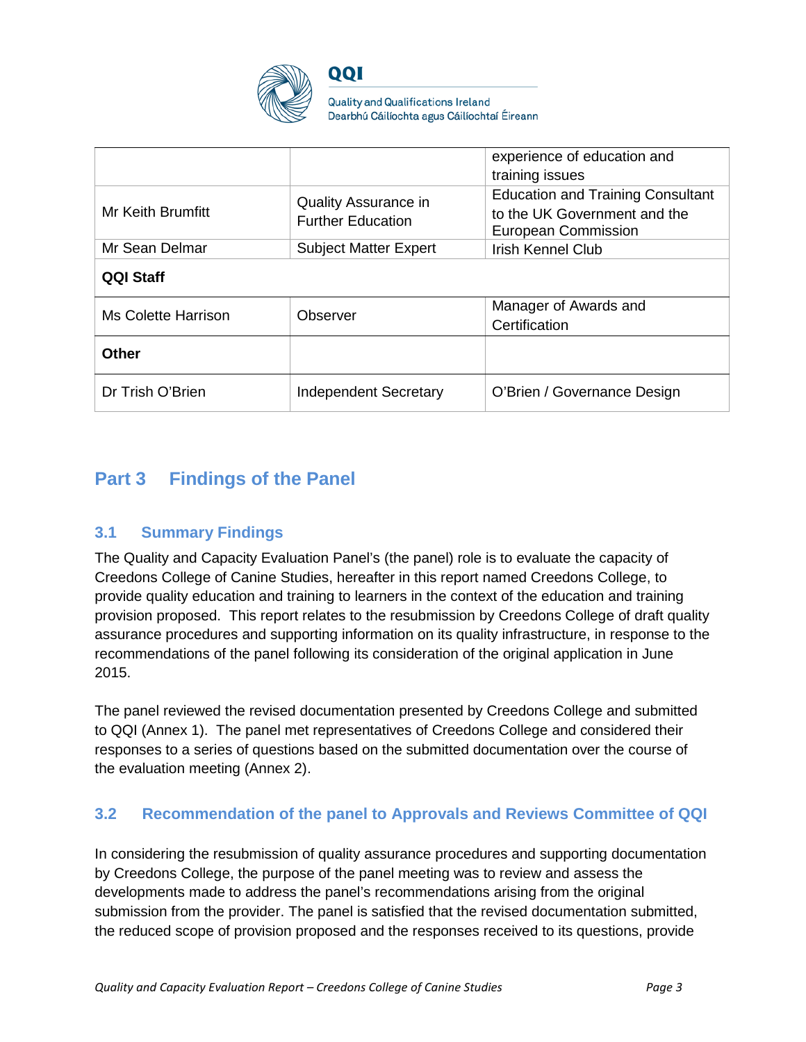| | | |
|---|---|---|
| | | experience of education and training issues |
| Mr Keith Brumfitt | Quality Assurance in Further Education | Education and Training Consultant to the UK Government and the European Commission |
| Mr Sean Delmar | Subject Matter Expert | Irish Kennel Club |
| **QQI Staff** | | |
| Ms Colette Harrison | Observer | Manager of Awards and Certification |
| **Other** | | |
| Dr Trish O'Brien | Independent Secretary | O'Brien / Governance Design |

# Part 3 Findings of the Panel

## 3.1 Summary Findings

The Quality and Capacity Evaluation Panel's (the panel) role is to evaluate the capacity of Creedons College of Canine Studies, hereafter in this report named Creedons College, to provide quality education and training to learners in the context of the education and training provision proposed. This report relates to the resubmission by Creedons College of draft quality assurance procedures and supporting information on its quality infrastructure, in response to the recommendations of the panel following its consideration of the original application in June 2015.

The panel reviewed the revised documentation presented by Creedons College and submitted to QQI (Annex 1). The panel met representatives of Creedons College and considered their responses to a series of questions based on the submitted documentation over the course of the evaluation meeting (Annex 2).

## 3.2 Recommendation of the panel to Approvals and Reviews Committee of QQI

In considering the resubmission of quality assurance procedures and supporting documentation by Creedons College, the purpose of the panel meeting was to review and assess the developments made to address the panel's recommendations arising from the original submission from the provider. The panel is satisfied that the revised documentation submitted, the reduced scope of provision proposed and the responses received to its questions, provide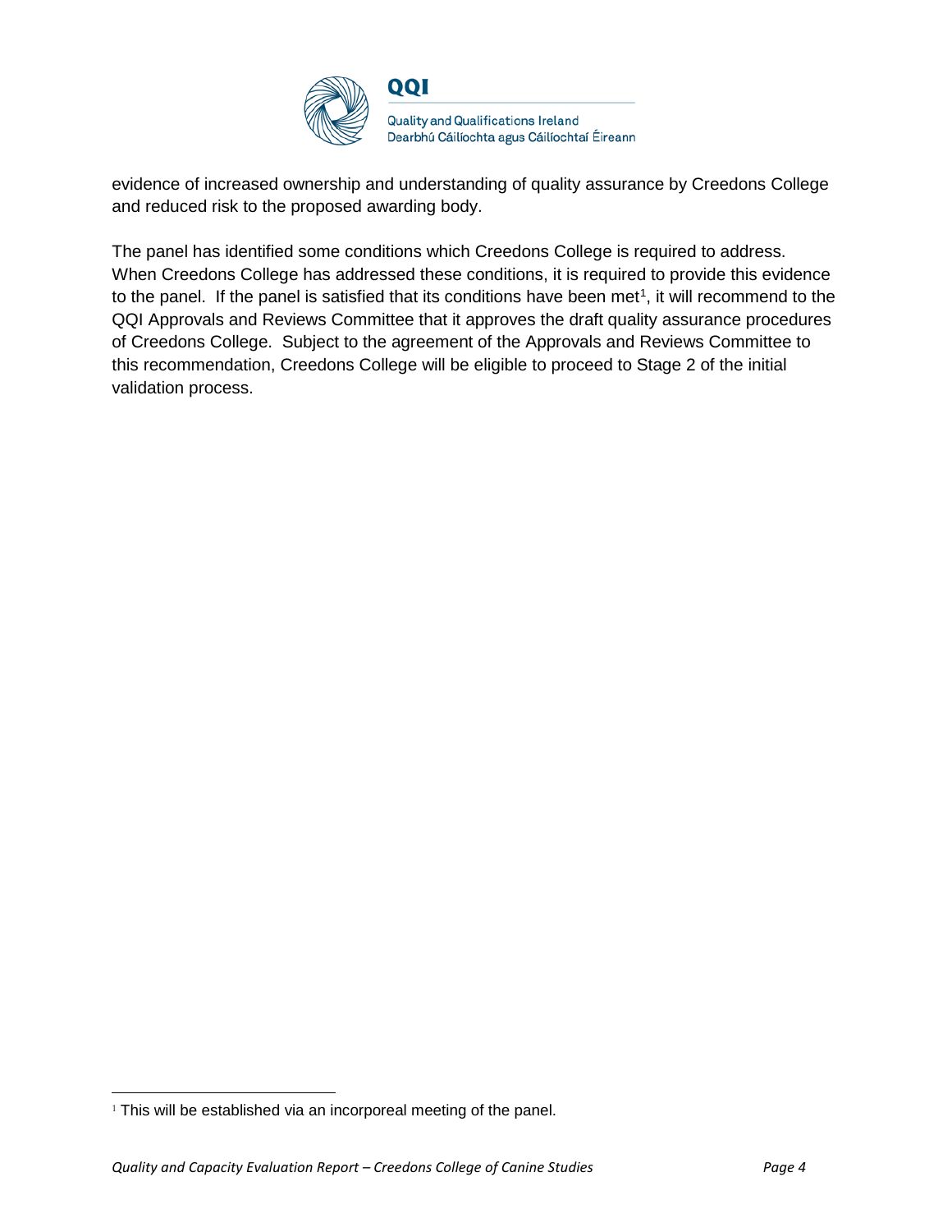evidence of increased ownership and understanding of quality assurance by Creedons College and reduced risk to the proposed awarding body.

The panel has identified some conditions which Creedons College is required to address. When Creedons College has addressed these conditions, it is required to provide this evidence to the panel. If the panel is satisfied that its conditions have been met[1], it will recommend to the QQI Approvals and Reviews Committee that it approves the draft quality assurance procedures of Creedons College. Subject to the agreement of the Approvals and Reviews Committee to this recommendation, Creedons College will be eligible to proceed to Stage 2 of the initial validation process.

[1] This will be established via an incorporeal meeting of the panel.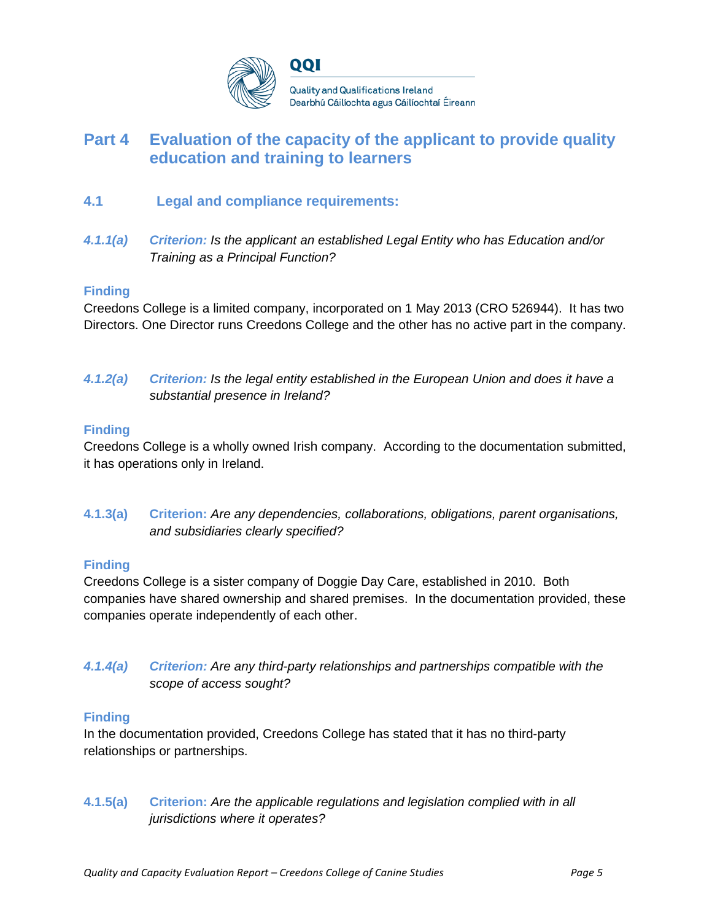## Part 4 Evaluation of the capacity of the applicant to provide quality education and training to learners

### 4.1 Legal and compliance requirements:

***4.1.1(a)*** ***Criterion:*** *Is the applicant an established Legal Entity who has Education and/or Training as a Principal Function?*

**Finding**

Creedons College is a limited company, incorporated on 1 May 2013 (CRO 526944). It has two Directors. One Director runs Creedons College and the other has no active part in the company.

***4.1.2(a)*** ***Criterion:*** *Is the legal entity established in the European Union and does it have a substantial presence in Ireland?*

**Finding**

Creedons College is a wholly owned Irish company. According to the documentation submitted, it has operations only in Ireland.

**4.1.3(a)** **Criterion:** *Are any dependencies, collaborations, obligations, parent organisations, and subsidiaries clearly specified?*

**Finding**

Creedons College is a sister company of Doggie Day Care, established in 2010. Both companies have shared ownership and shared premises. In the documentation provided, these companies operate independently of each other.

***4.1.4(a)*** ***Criterion:*** *Are any third-party relationships and partnerships compatible with the scope of access sought?*

**Finding**

In the documentation provided, Creedons College has stated that it has no third-party relationships or partnerships.

**4.1.5(a)** **Criterion:** *Are the applicable regulations and legislation complied with in all jurisdictions where it operates?*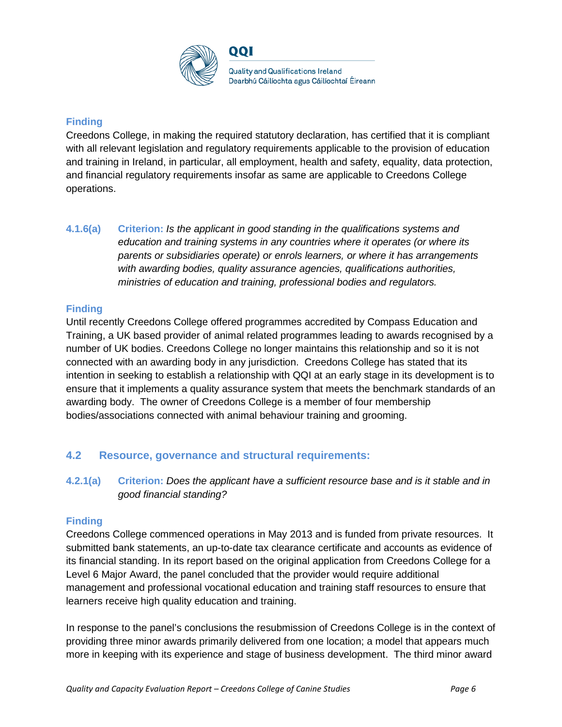#### Finding

Creedons College, in making the required statutory declaration, has certified that it is compliant with all relevant legislation and regulatory requirements applicable to the provision of education and training in Ireland, in particular, all employment, health and safety, equality, data protection, and financial regulatory requirements insofar as same are applicable to Creedons College operations.

**4.1.6(a)** **Criterion:** *Is the applicant in good standing in the qualifications systems and education and training systems in any countries where it operates (or where its parents or subsidiaries operate) or enrols learners, or where it has arrangements with awarding bodies, quality assurance agencies, qualifications authorities, ministries of education and training, professional bodies and regulators.*

#### Finding

Until recently Creedons College offered programmes accredited by Compass Education and Training, a UK based provider of animal related programmes leading to awards recognised by a number of UK bodies. Creedons College no longer maintains this relationship and so it is not connected with an awarding body in any jurisdiction. Creedons College has stated that its intention in seeking to establish a relationship with QQI at an early stage in its development is to ensure that it implements a quality assurance system that meets the benchmark standards of an awarding body. The owner of Creedons College is a member of four membership bodies/associations connected with animal behaviour training and grooming.

### 4.2 Resource, governance and structural requirements:

**4.2.1(a)** **Criterion:** *Does the applicant have a sufficient resource base and is it stable and in good financial standing?*

#### Finding

Creedons College commenced operations in May 2013 and is funded from private resources. It submitted bank statements, an up-to-date tax clearance certificate and accounts as evidence of its financial standing. In its report based on the original application from Creedons College for a Level 6 Major Award, the panel concluded that the provider would require additional management and professional vocational education and training staff resources to ensure that learners receive high quality education and training.

In response to the panel's conclusions the resubmission of Creedons College is in the context of providing three minor awards primarily delivered from one location; a model that appears much more in keeping with its experience and stage of business development. The third minor award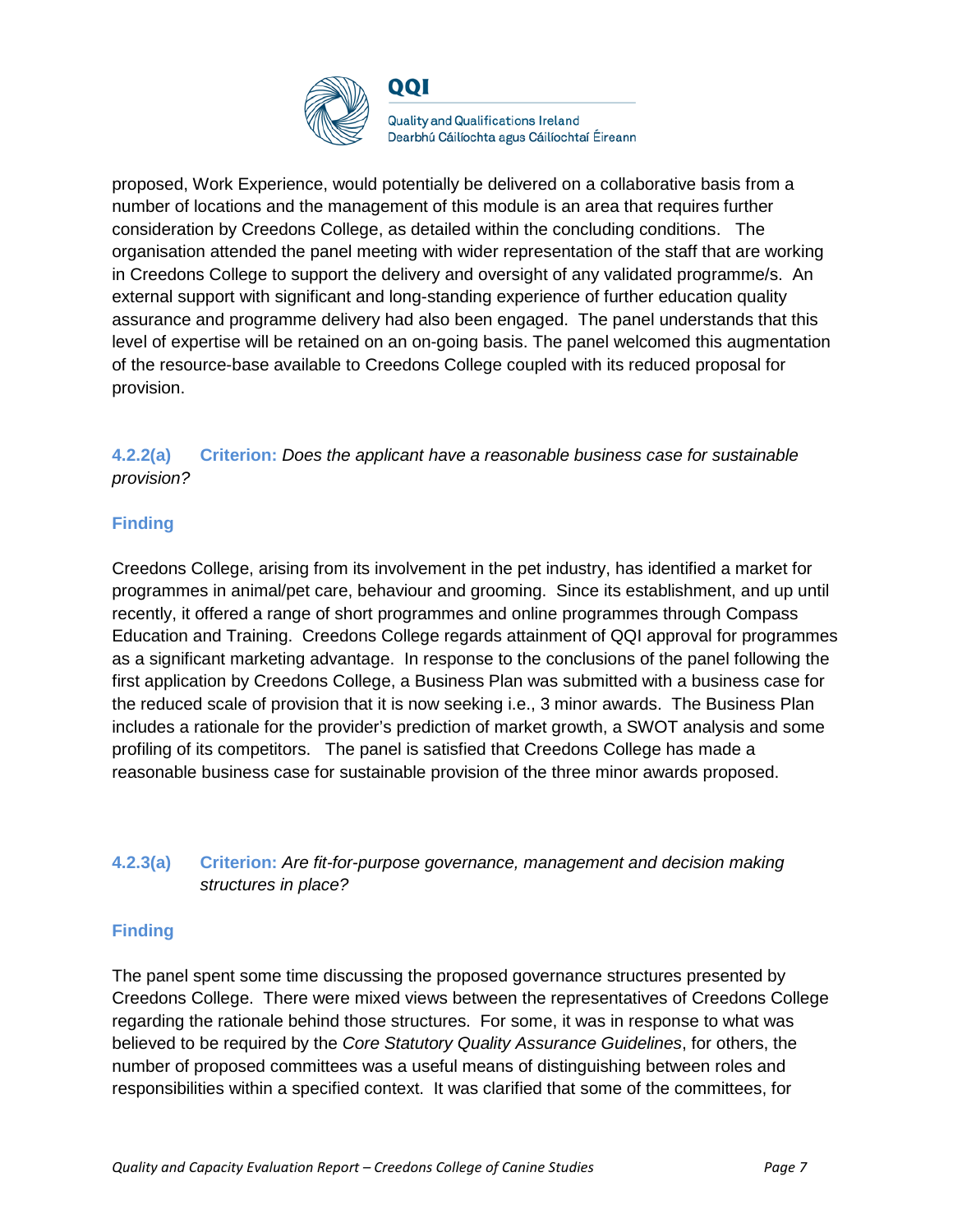proposed, Work Experience, would potentially be delivered on a collaborative basis from a number of locations and the management of this module is an area that requires further consideration by Creedons College, as detailed within the concluding conditions. The organisation attended the panel meeting with wider representation of the staff that are working in Creedons College to support the delivery and oversight of any validated programme/s. An external support with significant and long-standing experience of further education quality assurance and programme delivery had also been engaged. The panel understands that this level of expertise will be retained on an on-going basis. The panel welcomed this augmentation of the resource-base available to Creedons College coupled with its reduced proposal for provision.

### 4.2.2(a) Criterion: *Does the applicant have a reasonable business case for sustainable provision?*

#### Finding

Creedons College, arising from its involvement in the pet industry, has identified a market for programmes in animal/pet care, behaviour and grooming. Since its establishment, and up until recently, it offered a range of short programmes and online programmes through Compass Education and Training. Creedons College regards attainment of QQI approval for programmes as a significant marketing advantage. In response to the conclusions of the panel following the first application by Creedons College, a Business Plan was submitted with a business case for the reduced scale of provision that it is now seeking i.e., 3 minor awards. The Business Plan includes a rationale for the provider's prediction of market growth, a SWOT analysis and some profiling of its competitors. The panel is satisfied that Creedons College has made a reasonable business case for sustainable provision of the three minor awards proposed.

### 4.2.3(a) Criterion: *Are fit-for-purpose governance, management and decision making structures in place?*

#### Finding

The panel spent some time discussing the proposed governance structures presented by Creedons College. There were mixed views between the representatives of Creedons College regarding the rationale behind those structures. For some, it was in response to what was believed to be required by the *Core Statutory Quality Assurance Guidelines*, for others, the number of proposed committees was a useful means of distinguishing between roles and responsibilities within a specified context. It was clarified that some of the committees, for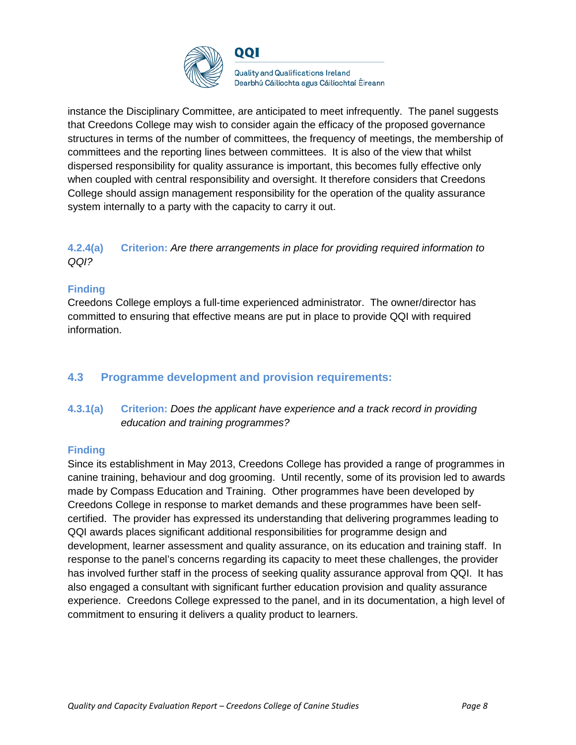instance the Disciplinary Committee, are anticipated to meet infrequently. The panel suggests that Creedons College may wish to consider again the efficacy of the proposed governance structures in terms of the number of committees, the frequency of meetings, the membership of committees and the reporting lines between committees. It is also of the view that whilst dispersed responsibility for quality assurance is important, this becomes fully effective only when coupled with central responsibility and oversight. It therefore considers that Creedons College should assign management responsibility for the operation of the quality assurance system internally to a party with the capacity to carry it out.

**4.2.4(a) Criterion:** *Are there arrangements in place for providing required information to QQI?*

**Finding**

Creedons College employs a full-time experienced administrator. The owner/director has committed to ensuring that effective means are put in place to provide QQI with required information.

## 4.3 Programme development and provision requirements:

**4.3.1(a) Criterion:** *Does the applicant have experience and a track record in providing education and training programmes?*

**Finding**

Since its establishment in May 2013, Creedons College has provided a range of programmes in canine training, behaviour and dog grooming. Until recently, some of its provision led to awards made by Compass Education and Training. Other programmes have been developed by Creedons College in response to market demands and these programmes have been self-certified. The provider has expressed its understanding that delivering programmes leading to QQI awards places significant additional responsibilities for programme design and development, learner assessment and quality assurance, on its education and training staff. In response to the panel's concerns regarding its capacity to meet these challenges, the provider has involved further staff in the process of seeking quality assurance approval from QQI. It has also engaged a consultant with significant further education provision and quality assurance experience. Creedons College expressed to the panel, and in its documentation, a high level of commitment to ensuring it delivers a quality product to learners.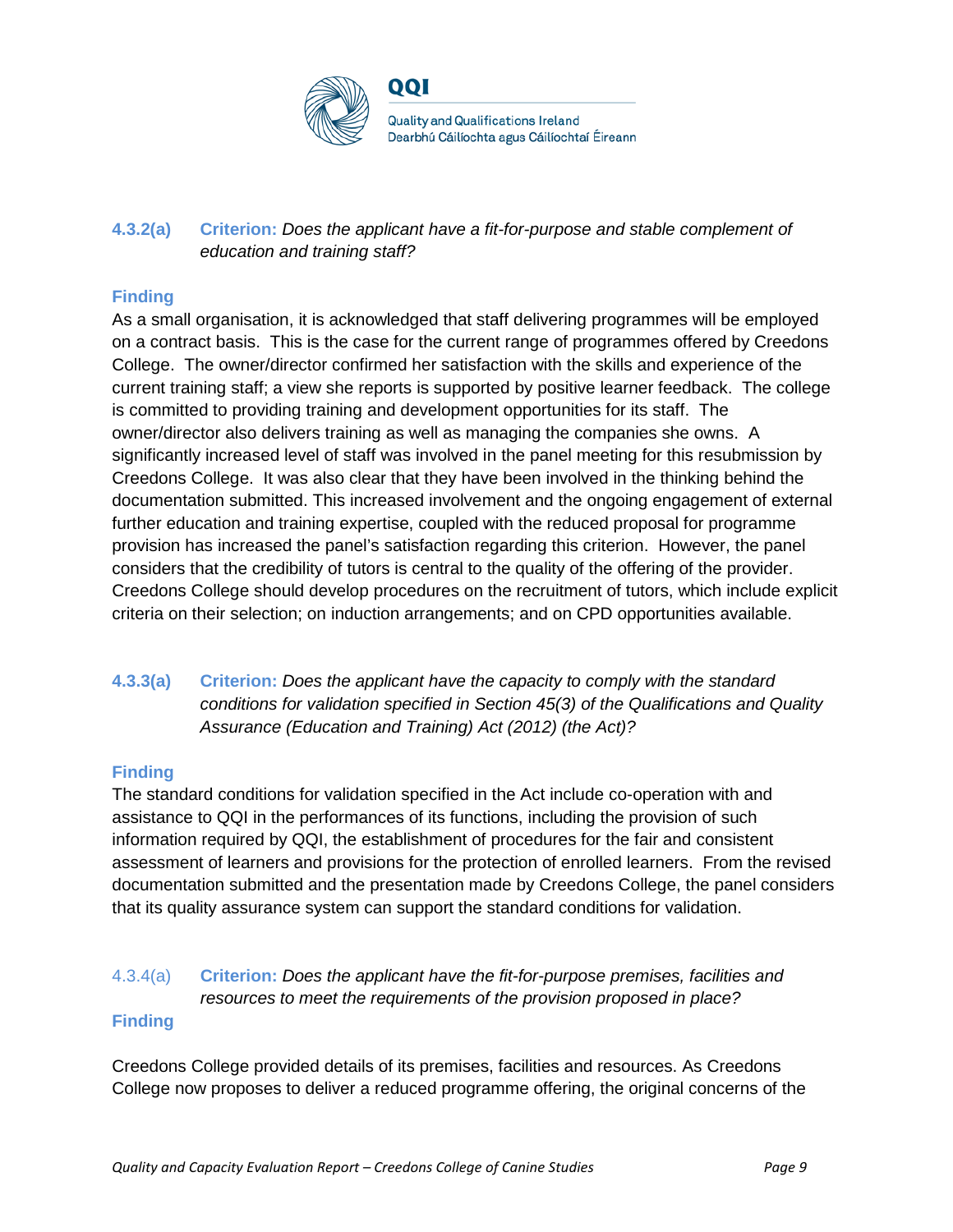**4.3.2(a)** **Criterion:** *Does the applicant have a fit-for-purpose and stable complement of education and training staff?*

**Finding**

As a small organisation, it is acknowledged that staff delivering programmes will be employed on a contract basis. This is the case for the current range of programmes offered by Creedons College. The owner/director confirmed her satisfaction with the skills and experience of the current training staff; a view she reports is supported by positive learner feedback. The college is committed to providing training and development opportunities for its staff. The owner/director also delivers training as well as managing the companies she owns. A significantly increased level of staff was involved in the panel meeting for this resubmission by Creedons College. It was also clear that they have been involved in the thinking behind the documentation submitted. This increased involvement and the ongoing engagement of external further education and training expertise, coupled with the reduced proposal for programme provision has increased the panel's satisfaction regarding this criterion. However, the panel considers that the credibility of tutors is central to the quality of the offering of the provider. Creedons College should develop procedures on the recruitment of tutors, which include explicit criteria on their selection; on induction arrangements; and on CPD opportunities available.

**4.3.3(a)** **Criterion:** *Does the applicant have the capacity to comply with the standard conditions for validation specified in Section 45(3) of the Qualifications and Quality Assurance (Education and Training) Act (2012) (the Act)?*

**Finding**

The standard conditions for validation specified in the Act include co-operation with and assistance to QQI in the performances of its functions, including the provision of such information required by QQI, the establishment of procedures for the fair and consistent assessment of learners and provisions for the protection of enrolled learners. From the revised documentation submitted and the presentation made by Creedons College, the panel considers that its quality assurance system can support the standard conditions for validation.

4.3.4(a) **Criterion:** *Does the applicant have the fit-for-purpose premises, facilities and resources to meet the requirements of the provision proposed in place?*

**Finding**

Creedons College provided details of its premises, facilities and resources. As Creedons College now proposes to deliver a reduced programme offering, the original concerns of the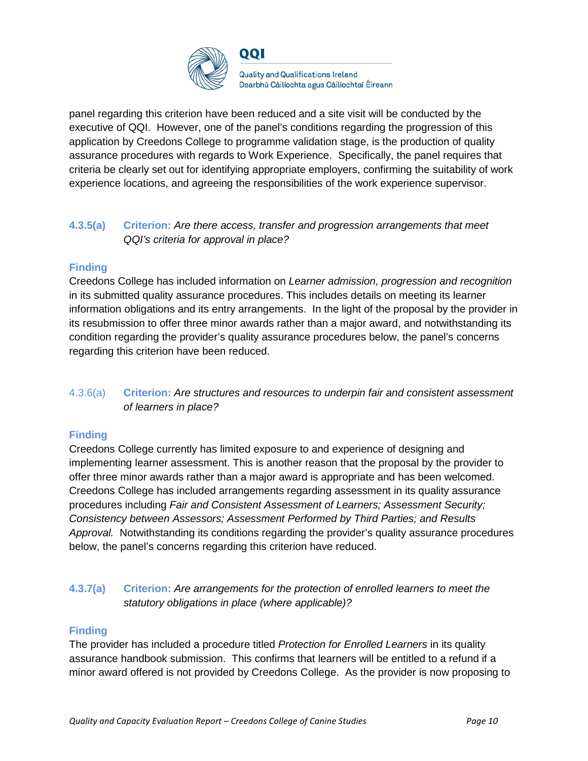panel regarding this criterion have been reduced and a site visit will be conducted by the executive of QQI. However, one of the panel's conditions regarding the progression of this application by Creedons College to programme validation stage, is the production of quality assurance procedures with regards to Work Experience. Specifically, the panel requires that criteria be clearly set out for identifying appropriate employers, confirming the suitability of work experience locations, and agreeing the responsibilities of the work experience supervisor.

**4.3.5(a)** **Criterion:** *Are there access, transfer and progression arrangements that meet QQI's criteria for approval in place?*

**Finding**

Creedons College has included information on *Learner admission, progression and recognition* in its submitted quality assurance procedures. This includes details on meeting its learner information obligations and its entry arrangements. In the light of the proposal by the provider in its resubmission to offer three minor awards rather than a major award, and notwithstanding its condition regarding the provider's quality assurance procedures below, the panel's concerns regarding this criterion have been reduced.

4.3.6(a) **Criterion:** *Are structures and resources to underpin fair and consistent assessment of learners in place?*

**Finding**

Creedons College currently has limited exposure to and experience of designing and implementing learner assessment. This is another reason that the proposal by the provider to offer three minor awards rather than a major award is appropriate and has been welcomed. Creedons College has included arrangements regarding assessment in its quality assurance procedures including *Fair and Consistent Assessment of Learners; Assessment Security; Consistency between Assessors; Assessment Performed by Third Parties; and Results Approval.* Notwithstanding its conditions regarding the provider's quality assurance procedures below, the panel's concerns regarding this criterion have reduced.

**4.3.7(a)** **Criterion:** *Are arrangements for the protection of enrolled learners to meet the statutory obligations in place (where applicable)?*

**Finding**

The provider has included a procedure titled *Protection for Enrolled Learners* in its quality assurance handbook submission. This confirms that learners will be entitled to a refund if a minor award offered is not provided by Creedons College. As the provider is now proposing to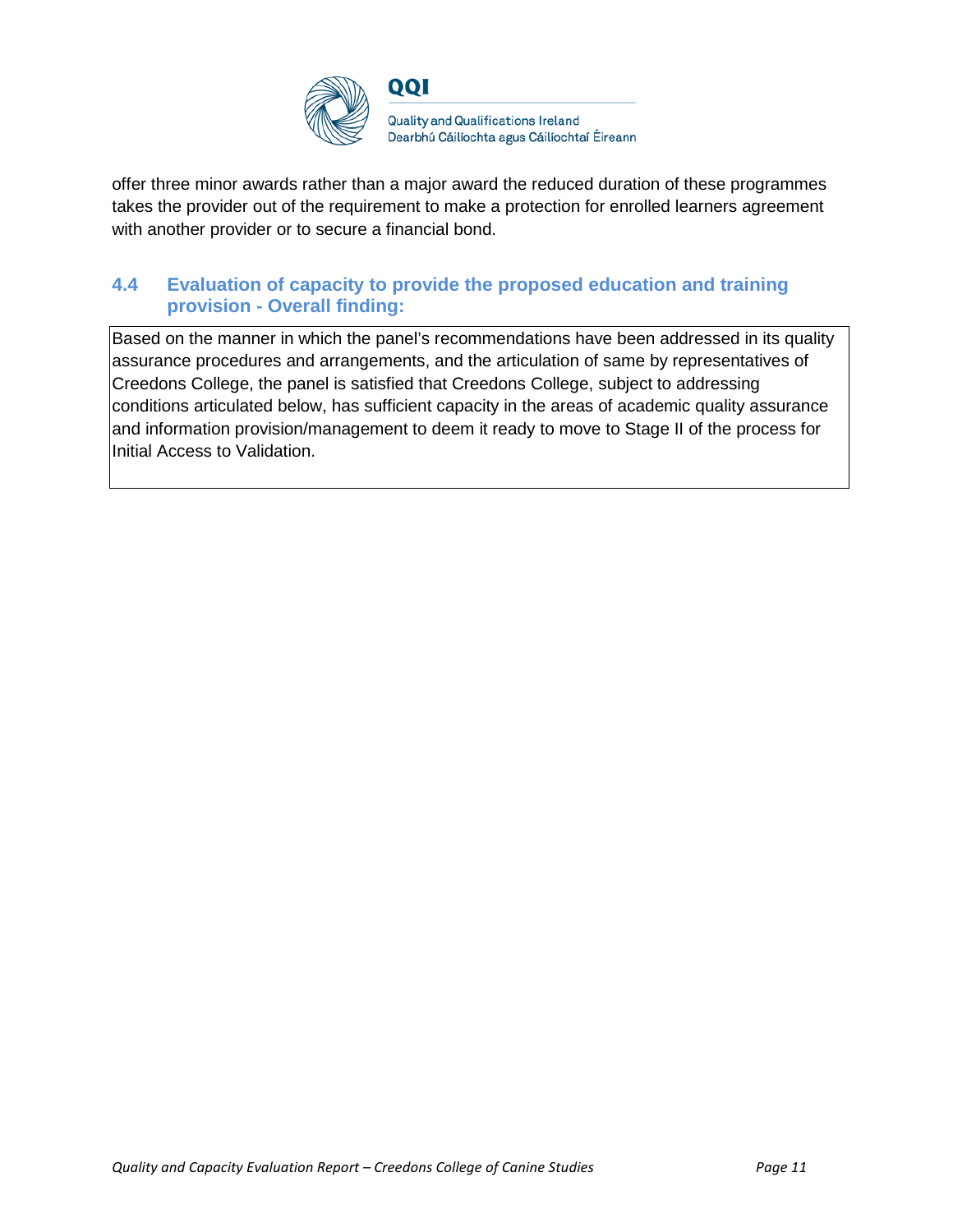offer three minor awards rather than a major award the reduced duration of these programmes takes the provider out of the requirement to make a protection for enrolled learners agreement with another provider or to secure a financial bond.

### 4.4 Evaluation of capacity to provide the proposed education and training provision - Overall finding:

Based on the manner in which the panel's recommendations have been addressed in its quality assurance procedures and arrangements, and the articulation of same by representatives of Creedons College, the panel is satisfied that Creedons College, subject to addressing conditions articulated below, has sufficient capacity in the areas of academic quality assurance and information provision/management to deem it ready to move to Stage II of the process for Initial Access to Validation.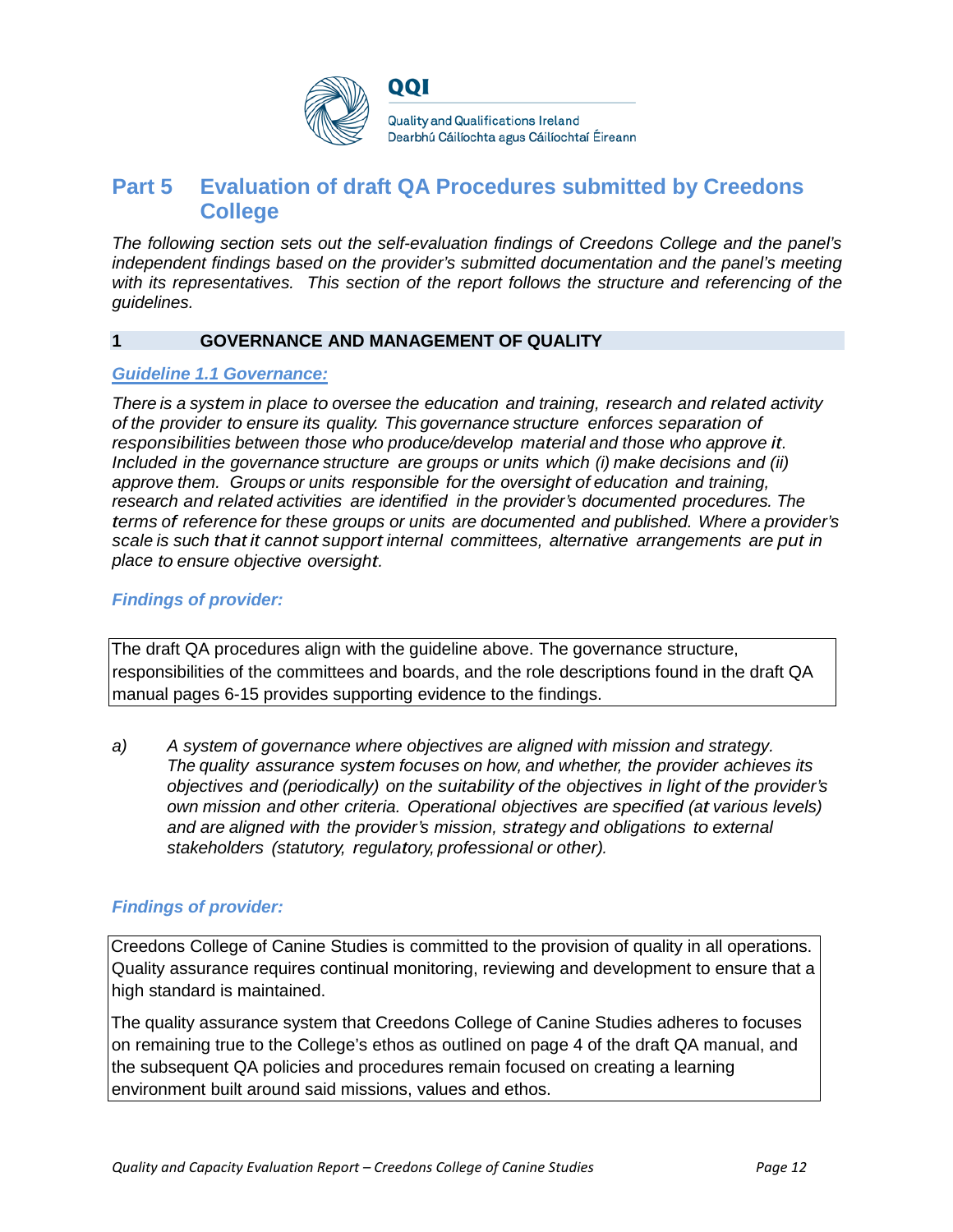## Part 5 Evaluation of draft QA Procedures submitted by Creedons College

*The following section sets out the self-evaluation findings of Creedons College and the panel's independent findings based on the provider's submitted documentation and the panel's meeting with its representatives. This section of the report follows the structure and referencing of the guidelines.*

### 1 GOVERNANCE AND MANAGEMENT OF QUALITY

#### *Guideline 1.1 Governance:*

*There is a system in place to oversee the education and training, research and related activity of the provider to ensure its quality. This governance structure enforces separation of responsibilities between those who produce/develop material and those who approve it. Included in the governance structure are groups or units which (i) make decisions and (ii) approve them. Groups or units responsible for the oversight of education and training, research and related activities are identified in the provider's documented procedures. The terms of reference for these groups or units are documented and published. Where a provider's scale is such that it cannot support internal committees, alternative arrangements are put in place to ensure objective oversight.*

***Findings of provider:***

The draft QA procedures align with the guideline above. The governance structure, responsibilities of the committees and boards, and the role descriptions found in the draft QA manual pages 6-15 provides supporting evidence to the findings.

a) *A system of governance where objectives are aligned with mission and strategy. The quality assurance system focuses on how, and whether, the provider achieves its objectives and (periodically) on the suitability of the objectives in light of the provider's own mission and other criteria. Operational objectives are specified (at various levels) and are aligned with the provider's mission, strategy and obligations to external stakeholders (statutory, regulatory, professional or other).*

***Findings of provider:***

Creedons College of Canine Studies is committed to the provision of quality in all operations. Quality assurance requires continual monitoring, reviewing and development to ensure that a high standard is maintained.

The quality assurance system that Creedons College of Canine Studies adheres to focuses on remaining true to the College's ethos as outlined on page 4 of the draft QA manual, and the subsequent QA policies and procedures remain focused on creating a learning environment built around said missions, values and ethos.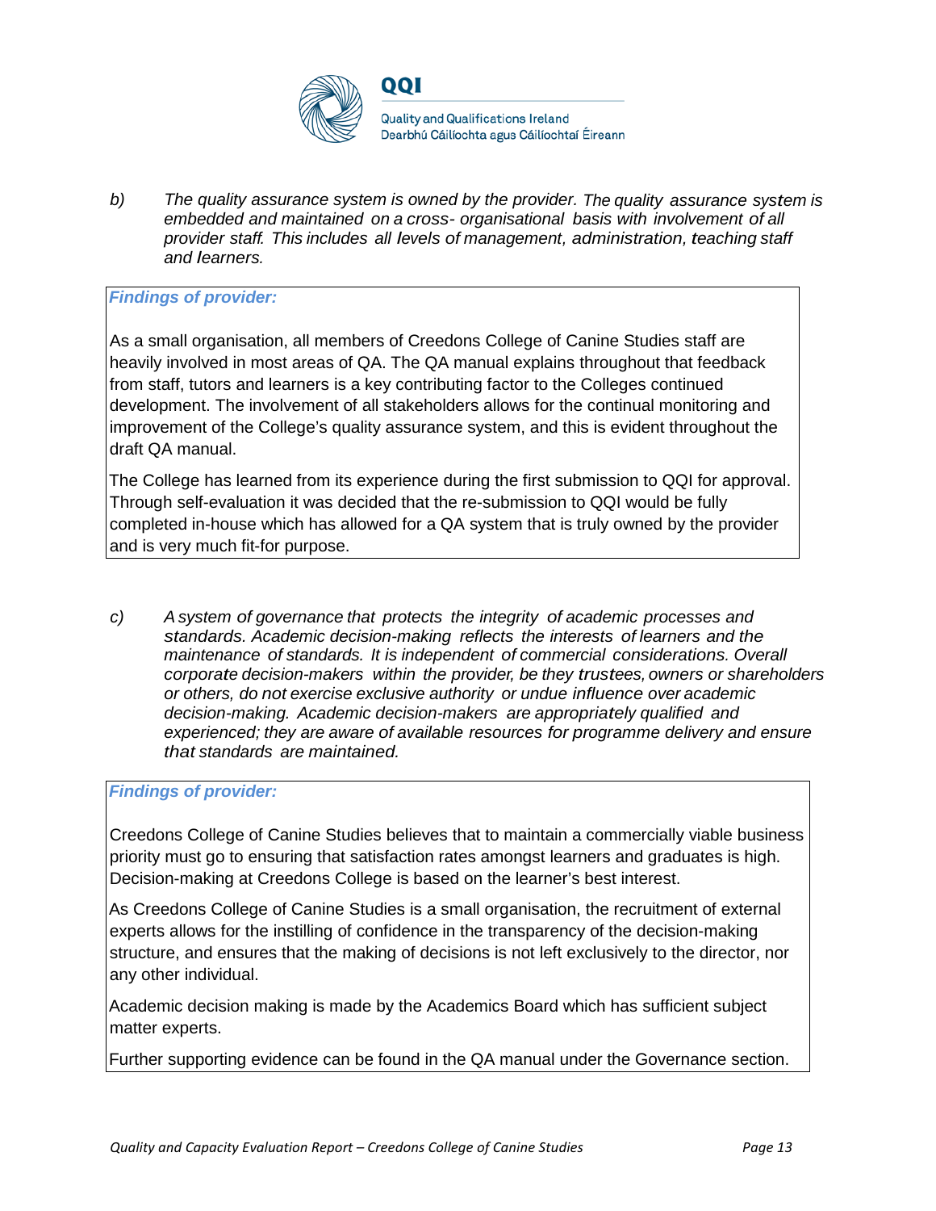*b) The quality assurance system is owned by the provider. The quality assurance system is embedded and maintained on a cross- organisational basis with involvement of all provider staff. This includes all levels of management, administration, teaching staff and learners.*

***Findings of provider:***

As a small organisation, all members of Creedons College of Canine Studies staff are heavily involved in most areas of QA. The QA manual explains throughout that feedback from staff, tutors and learners is a key contributing factor to the Colleges continued development. The involvement of all stakeholders allows for the continual monitoring and improvement of the College's quality assurance system, and this is evident throughout the draft QA manual.

The College has learned from its experience during the first submission to QQI for approval. Through self-evaluation it was decided that the re-submission to QQI would be fully completed in-house which has allowed for a QA system that is truly owned by the provider and is very much fit-for purpose.

*c) A system of governance that protects the integrity of academic processes and standards. Academic decision-making reflects the interests of learners and the maintenance of standards. It is independent of commercial considerations. Overall corporate decision-makers within the provider, be they trustees, owners or shareholders or others, do not exercise exclusive authority or undue influence over academic decision-making. Academic decision-makers are appropriately qualified and experienced; they are aware of available resources for programme delivery and ensure that standards are maintained.*

***Findings of provider:***

Creedons College of Canine Studies believes that to maintain a commercially viable business priority must go to ensuring that satisfaction rates amongst learners and graduates is high. Decision-making at Creedons College is based on the learner's best interest.

As Creedons College of Canine Studies is a small organisation, the recruitment of external experts allows for the instilling of confidence in the transparency of the decision-making structure, and ensures that the making of decisions is not left exclusively to the director, nor any other individual.

Academic decision making is made by the Academics Board which has sufficient subject matter experts.

Further supporting evidence can be found in the QA manual under the Governance section.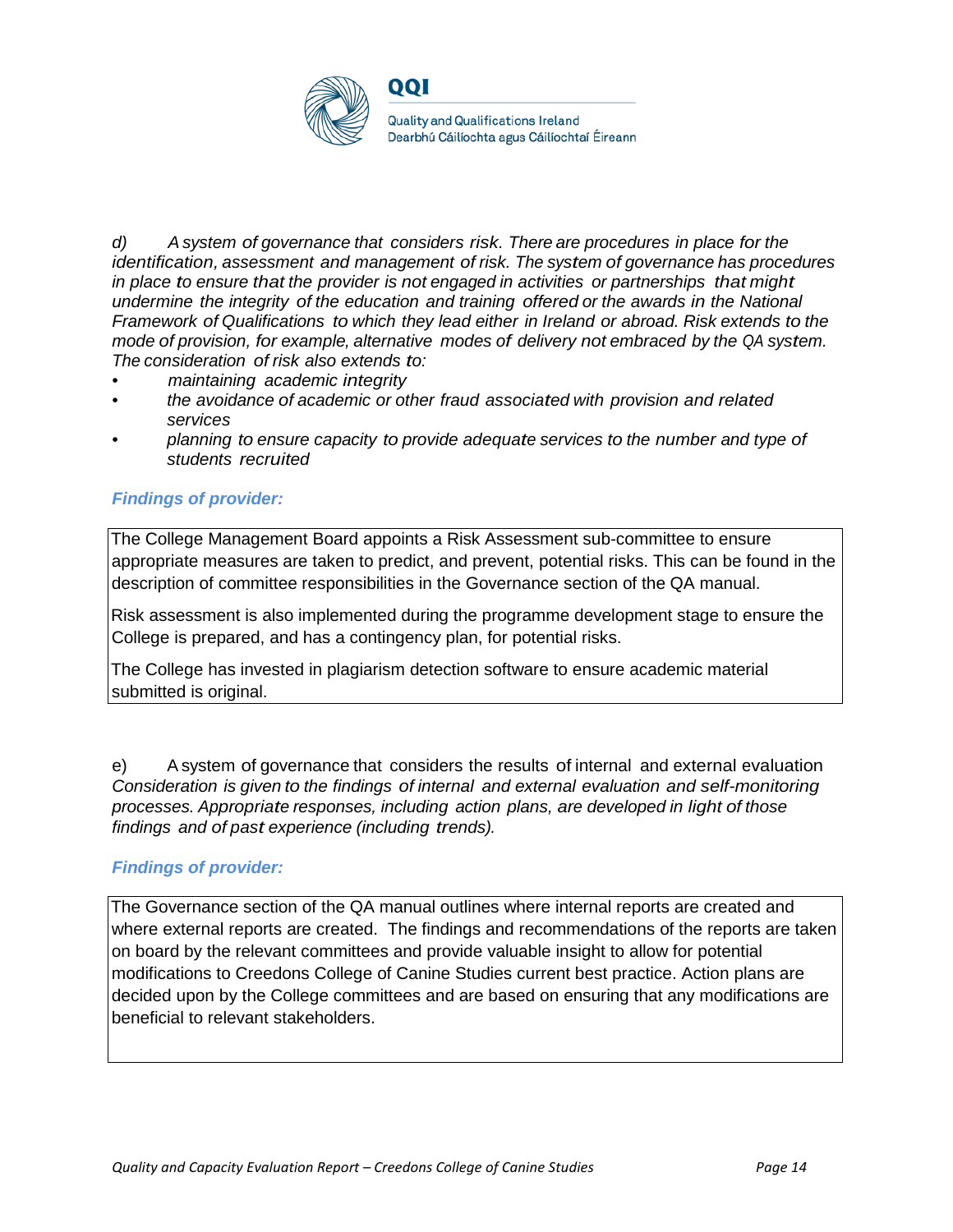*d) A system of governance that considers risk. There are procedures in place for the identification, assessment and management of risk. The system of governance has procedures in place to ensure that the provider is not engaged in activities or partnerships that might undermine the integrity of the education and training offered or the awards in the National Framework of Qualifications to which they lead either in Ireland or abroad. Risk extends to the mode of provision, for example, alternative modes of delivery not embraced by the QA system. The consideration of risk also extends to:*

- *maintaining academic integrity*
- *the avoidance of academic or other fraud associated with provision and related services*
- *planning to ensure capacity to provide adequate services to the number and type of students recruited*

***Findings of provider:***

The College Management Board appoints a Risk Assessment sub-committee to ensure appropriate measures are taken to predict, and prevent, potential risks. This can be found in the description of committee responsibilities in the Governance section of the QA manual.

Risk assessment is also implemented during the programme development stage to ensure the College is prepared, and has a contingency plan, for potential risks.

The College has invested in plagiarism detection software to ensure academic material submitted is original.

e) A system of governance that considers the results of internal and external evaluation
*Consideration is given to the findings of internal and external evaluation and self-monitoring processes. Appropriate responses, including action plans, are developed in light of those findings and of past experience (including trends).*

***Findings of provider:***

The Governance section of the QA manual outlines where internal reports are created and where external reports are created. The findings and recommendations of the reports are taken on board by the relevant committees and provide valuable insight to allow for potential modifications to Creedons College of Canine Studies current best practice. Action plans are decided upon by the College committees and are based on ensuring that any modifications are beneficial to relevant stakeholders.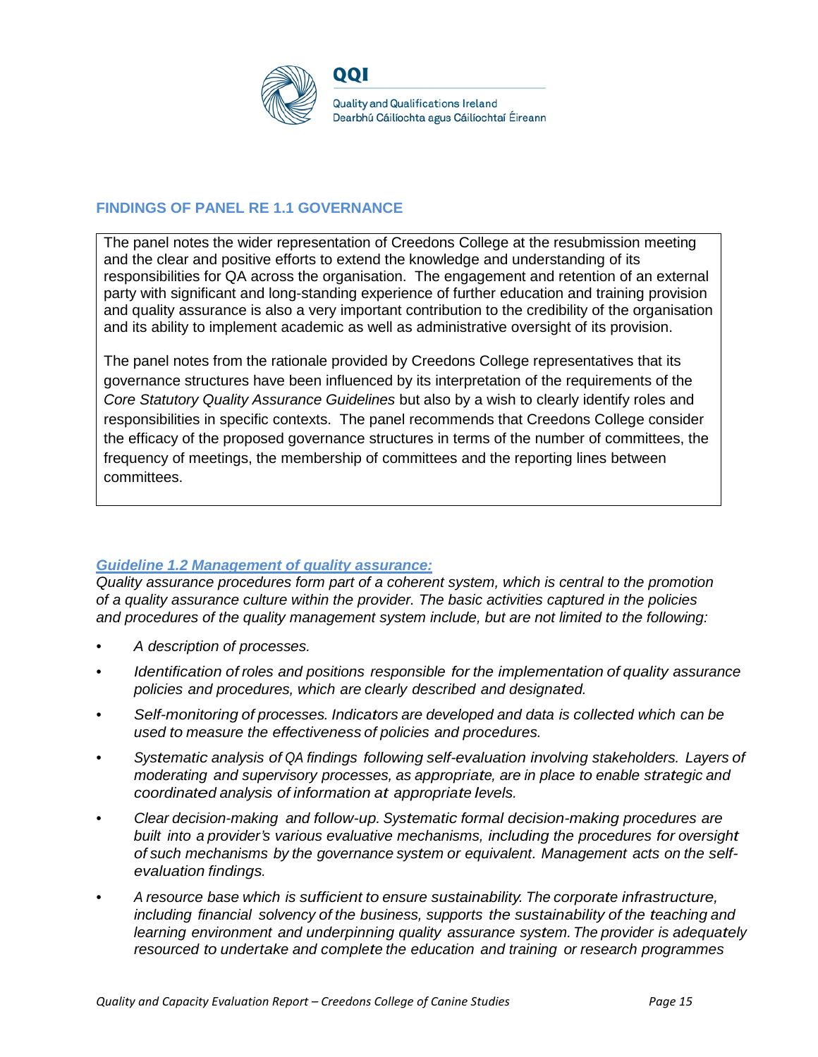## FINDINGS OF PANEL RE 1.1 GOVERNANCE

The panel notes the wider representation of Creedons College at the resubmission meeting and the clear and positive efforts to extend the knowledge and understanding of its responsibilities for QA across the organisation. The engagement and retention of an external party with significant and long-standing experience of further education and training provision and quality assurance is also a very important contribution to the credibility of the organisation and its ability to implement academic as well as administrative oversight of its provision.

The panel notes from the rationale provided by Creedons College representatives that its governance structures have been influenced by its interpretation of the requirements of the *Core Statutory Quality Assurance Guidelines* but also by a wish to clearly identify roles and responsibilities in specific contexts. The panel recommends that Creedons College consider the efficacy of the proposed governance structures in terms of the number of committees, the frequency of meetings, the membership of committees and the reporting lines between committees.

***Guideline 1.2 Management of quality assurance:***

*Quality assurance procedures form part of a coherent system, which is central to the promotion of a quality assurance culture within the provider. The basic activities captured in the policies and procedures of the quality management system include, but are not limited to the following:*

- *A description of processes.*
- *Identification of roles and positions responsible for the implementation of quality assurance policies and procedures, which are clearly described and designated.*
- *Self-monitoring of processes. Indicators are developed and data is collected which can be used to measure the effectiveness of policies and procedures.*
- *Systematic analysis of QA findings following self-evaluation involving stakeholders. Layers of moderating and supervisory processes, as appropriate, are in place to enable strategic and coordinated analysis of information at appropriate levels.*
- *Clear decision-making and follow-up. Systematic formal decision-making procedures are built into a provider's various evaluative mechanisms, including the procedures for oversight of such mechanisms by the governance system or equivalent. Management acts on the self-evaluation findings.*
- *A resource base which is sufficient to ensure sustainability. The corporate infrastructure, including financial solvency of the business, supports the sustainability of the teaching and learning environment and underpinning quality assurance system. The provider is adequately resourced to undertake and complete the education and training or research programmes*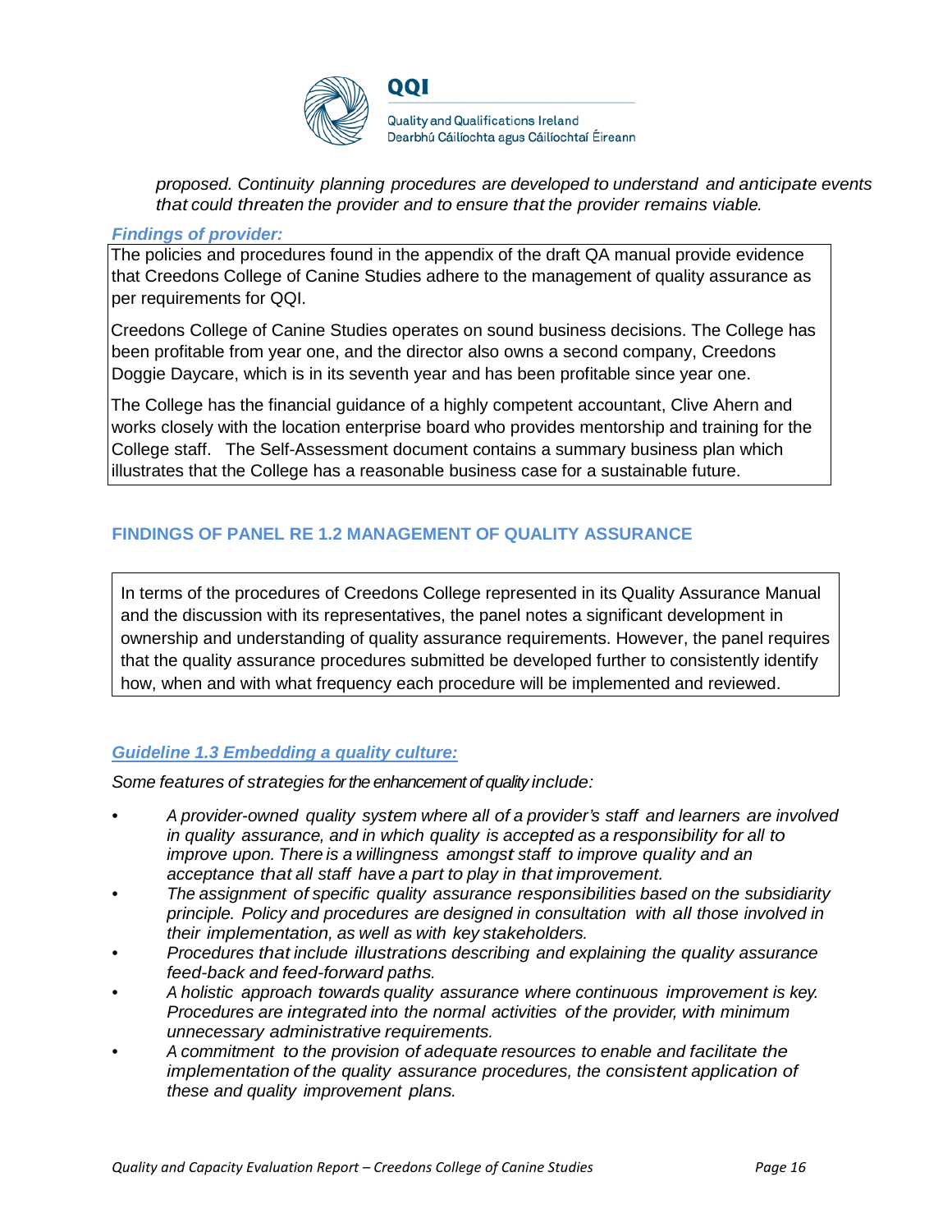*proposed. Continuity planning procedures are developed to understand and anticipate events that could threaten the provider and to ensure that the provider remains viable.*

***Findings of provider:***

The policies and procedures found in the appendix of the draft QA manual provide evidence that Creedons College of Canine Studies adhere to the management of quality assurance as per requirements for QQI.

Creedons College of Canine Studies operates on sound business decisions. The College has been profitable from year one, and the director also owns a second company, Creedons Doggie Daycare, which is in its seventh year and has been profitable since year one.

The College has the financial guidance of a highly competent accountant, Clive Ahern and works closely with the location enterprise board who provides mentorship and training for the College staff. The Self-Assessment document contains a summary business plan which illustrates that the College has a reasonable business case for a sustainable future.

### FINDINGS OF PANEL RE 1.2 MANAGEMENT OF QUALITY ASSURANCE

In terms of the procedures of Creedons College represented in its Quality Assurance Manual and the discussion with its representatives, the panel notes a significant development in ownership and understanding of quality assurance requirements. However, the panel requires that the quality assurance procedures submitted be developed further to consistently identify how, when and with what frequency each procedure will be implemented and reviewed.

### *Guideline 1.3 Embedding a quality culture:*

*Some features of strategies for the enhancement of quality include:*

- *A provider-owned quality system where all of a provider's staff and learners are involved in quality assurance, and in which quality is accepted as a responsibility for all to improve upon. There is a willingness amongst staff to improve quality and an acceptance that all staff have a part to play in that improvement.*
- *The assignment of specific quality assurance responsibilities based on the subsidiarity principle. Policy and procedures are designed in consultation with all those involved in their implementation, as well as with key stakeholders.*
- *Procedures that include illustrations describing and explaining the quality assurance feed-back and feed-forward paths.*
- *A holistic approach towards quality assurance where continuous improvement is key. Procedures are integrated into the normal activities of the provider, with minimum unnecessary administrative requirements.*
- *A commitment to the provision of adequate resources to enable and facilitate the implementation of the quality assurance procedures, the consistent application of these and quality improvement plans.*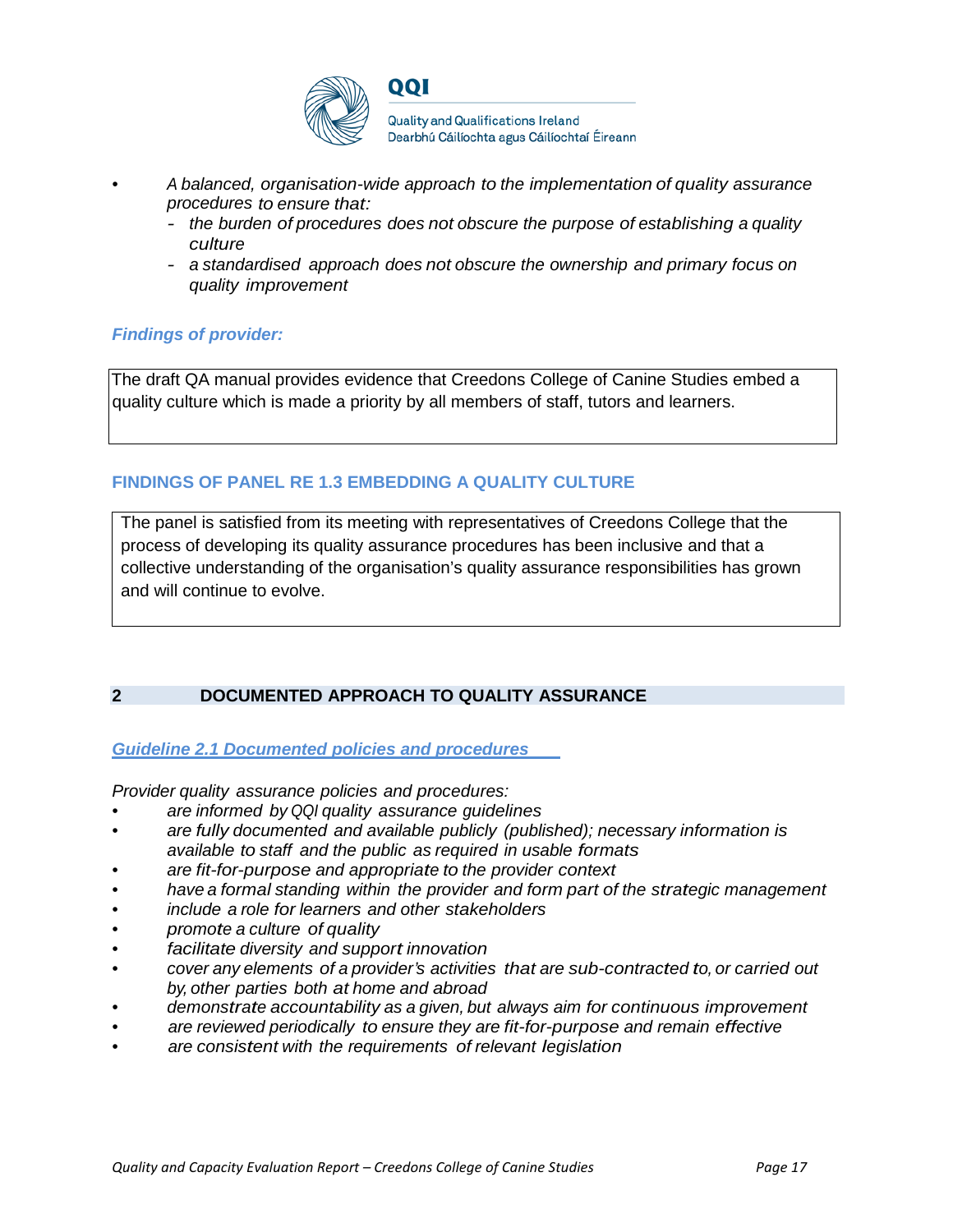- *A balanced, organisation-wide approach to the implementation of quality assurance procedures to ensure that:*
  - *the burden of procedures does not obscure the purpose of establishing a quality culture*
  - *a standardised approach does not obscure the ownership and primary focus on quality improvement*

***Findings of provider:***

| The draft QA manual provides evidence that Creedons College of Canine Studies embed a quality culture which is made a priority by all members of staff, tutors and learners. |
| --- |

### FINDINGS OF PANEL RE 1.3 EMBEDDING A QUALITY CULTURE

| The panel is satisfied from its meeting with representatives of Creedons College that the process of developing its quality assurance procedures has been inclusive and that a collective understanding of the organisation's quality assurance responsibilities has grown and will continue to evolve. |
| --- |

## 2 DOCUMENTED APPROACH TO QUALITY ASSURANCE

### *Guideline 2.1 Documented policies and procedures*

*Provider quality assurance policies and procedures:*

- *are informed by QQI quality assurance guidelines*
- *are fully documented and available publicly (published); necessary information is available to staff and the public as required in usable formats*
- *are fit-for-purpose and appropriate to the provider context*
- *have a formal standing within the provider and form part of the strategic management*
- *include a role for learners and other stakeholders*
- *promote a culture of quality*
- *facilitate diversity and support innovation*
- *cover any elements of a provider's activities that are sub-contracted to, or carried out by, other parties both at home and abroad*
- *demonstrate accountability as a given, but always aim for continuous improvement*
- *are reviewed periodically to ensure they are fit-for-purpose and remain effective*
- *are consistent with the requirements of relevant legislation*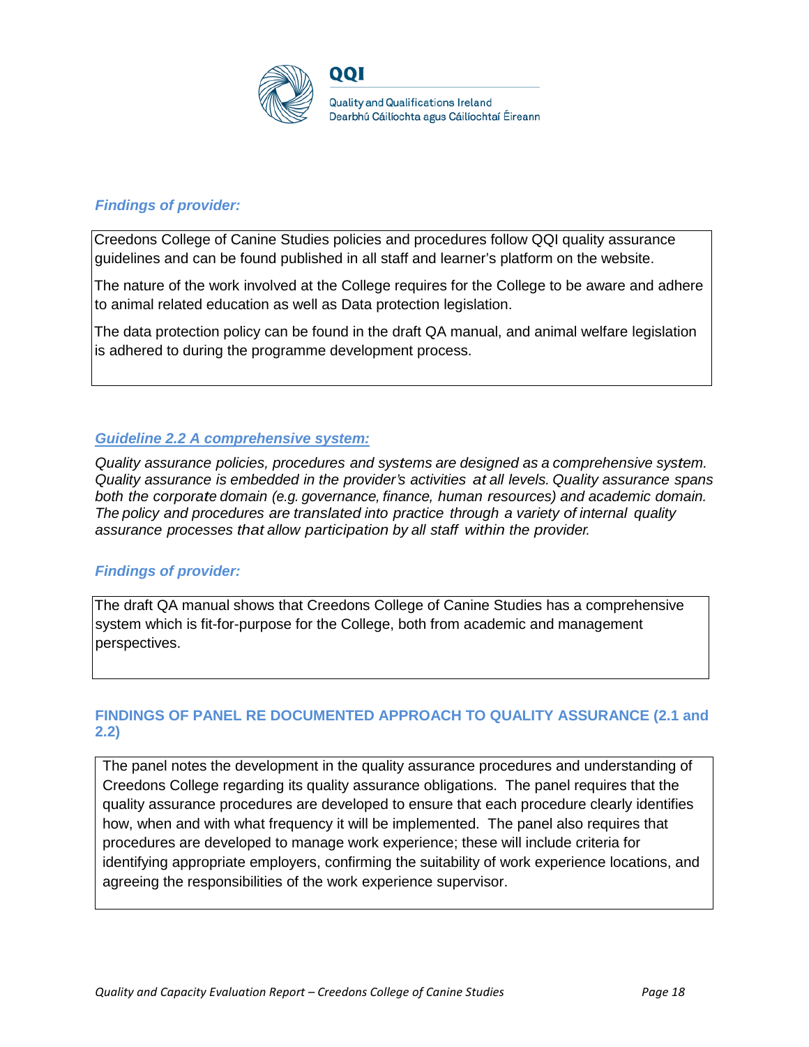***Findings of provider:***

Creedons College of Canine Studies policies and procedures follow QQI quality assurance guidelines and can be found published in all staff and learner's platform on the website.

The nature of the work involved at the College requires for the College to be aware and adhere to animal related education as well as Data protection legislation.

The data protection policy can be found in the draft QA manual, and animal welfare legislation is adhered to during the programme development process.

***Guideline 2.2 A comprehensive system:***

*Quality assurance policies, procedures and systems are designed as a comprehensive system. Quality assurance is embedded in the provider's activities at all levels. Quality assurance spans both the corporate domain (e.g. governance, finance, human resources) and academic domain. The policy and procedures are translated into practice through a variety of internal quality assurance processes that allow participation by all staff within the provider.*

***Findings of provider:***

The draft QA manual shows that Creedons College of Canine Studies has a comprehensive system which is fit-for-purpose for the College, both from academic and management perspectives.

**FINDINGS OF PANEL RE DOCUMENTED APPROACH TO QUALITY ASSURANCE (2.1 and 2.2)**

The panel notes the development in the quality assurance procedures and understanding of Creedons College regarding its quality assurance obligations. The panel requires that the quality assurance procedures are developed to ensure that each procedure clearly identifies how, when and with what frequency it will be implemented. The panel also requires that procedures are developed to manage work experience; these will include criteria for identifying appropriate employers, confirming the suitability of work experience locations, and agreeing the responsibilities of the work experience supervisor.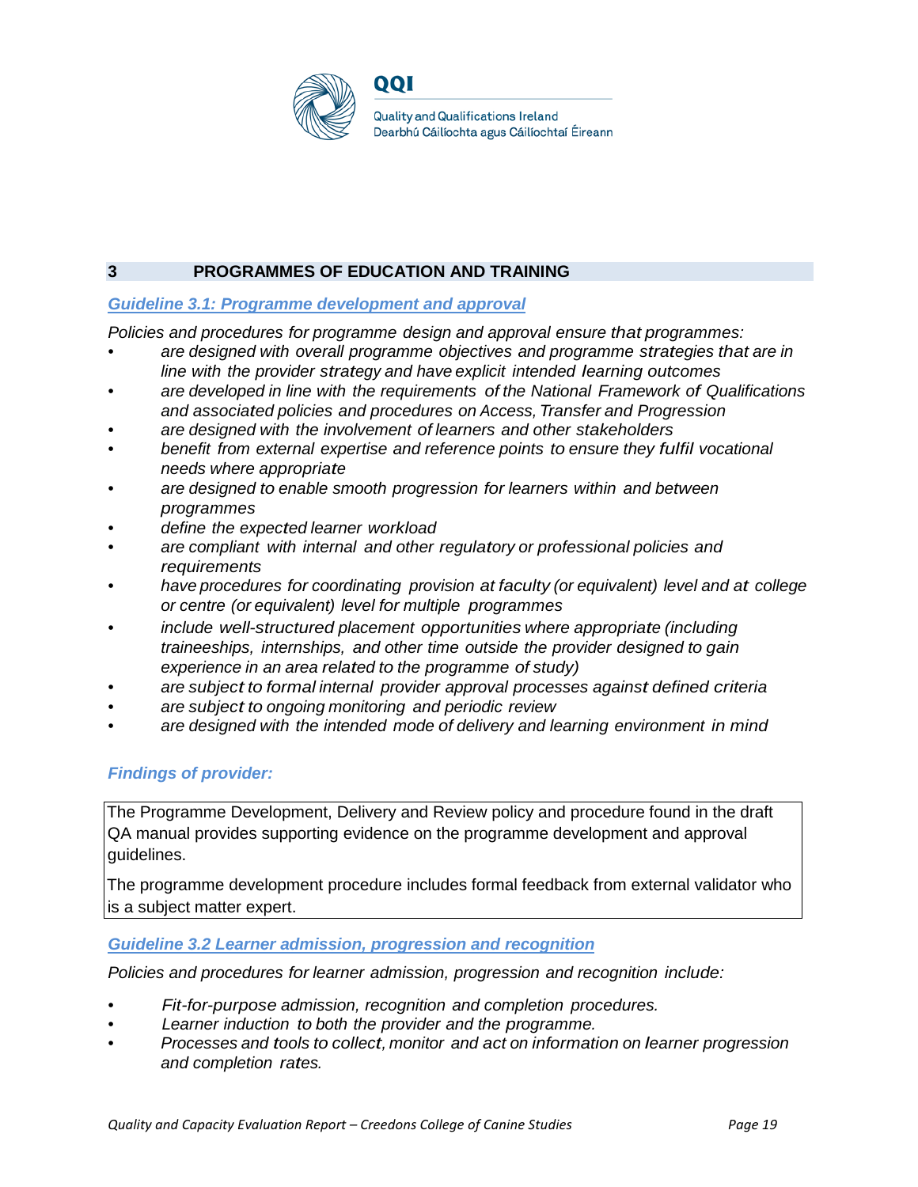## 3 PROGRAMMES OF EDUCATION AND TRAINING

### *Guideline 3.1: Programme development and approval*

*Policies and procedures for programme design and approval ensure that programmes:*

- *are designed with overall programme objectives and programme strategies that are in line with the provider strategy and have explicit intended learning outcomes*
- *are developed in line with the requirements of the National Framework of Qualifications and associated policies and procedures on Access, Transfer and Progression*
- *are designed with the involvement of learners and other stakeholders*
- *benefit from external expertise and reference points to ensure they fulfil vocational needs where appropriate*
- *are designed to enable smooth progression for learners within and between programmes*
- *define the expected learner workload*
- *are compliant with internal and other regulatory or professional policies and requirements*
- *have procedures for coordinating provision at faculty (or equivalent) level and at college or centre (or equivalent) level for multiple programmes*
- *include well-structured placement opportunities where appropriate (including traineeships, internships, and other time outside the provider designed to gain experience in an area related to the programme of study)*
- *are subject to formal internal provider approval processes against defined criteria*
- *are subject to ongoing monitoring and periodic review*
- *are designed with the intended mode of delivery and learning environment in mind*

#### *Findings of provider:*

The Programme Development, Delivery and Review policy and procedure found in the draft QA manual provides supporting evidence on the programme development and approval guidelines.

The programme development procedure includes formal feedback from external validator who is a subject matter expert.

### *Guideline 3.2 Learner admission, progression and recognition*

*Policies and procedures for learner admission, progression and recognition include:*

- *Fit-for-purpose admission, recognition and completion procedures.*
- *Learner induction to both the provider and the programme.*
- *Processes and tools to collect, monitor and act on information on learner progression and completion rates.*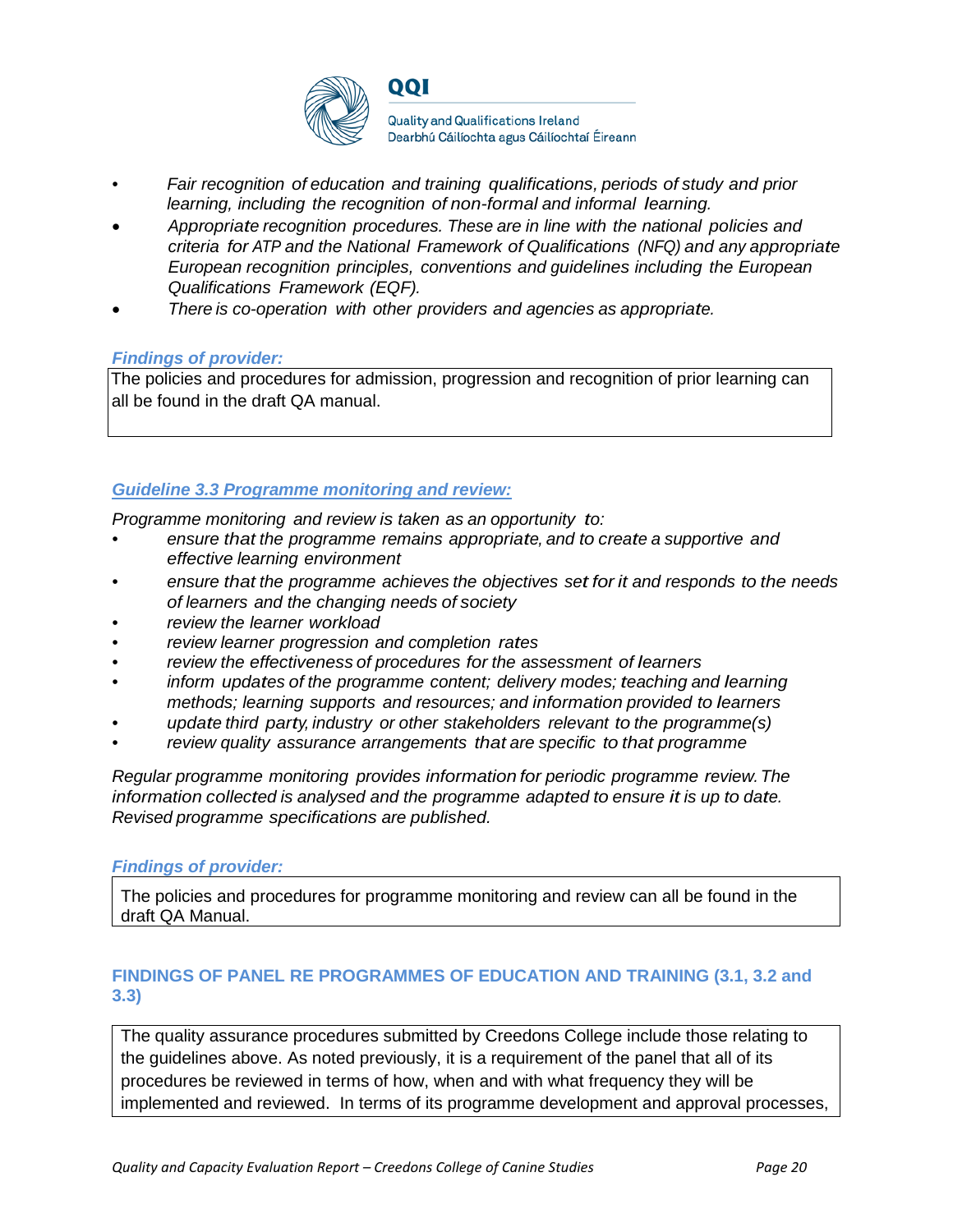- *Fair recognition of education and training qualifications, periods of study and prior learning, including the recognition of non-formal and informal learning.*
- *Appropriate recognition procedures. These are in line with the national policies and criteria for ATP and the National Framework of Qualifications (NFQ) and any appropriate European recognition principles, conventions and guidelines including the European Qualifications Framework (EQF).*
- *There is co-operation with other providers and agencies as appropriate.*

***Findings of provider:***

The policies and procedures for admission, progression and recognition of prior learning can all be found in the draft QA manual.

### ***Guideline 3.3 Programme monitoring and review:***

*Programme monitoring and review is taken as an opportunity to:*

- *ensure that the programme remains appropriate, and to create a supportive and effective learning environment*
- *ensure that the programme achieves the objectives set for it and responds to the needs of learners and the changing needs of society*
- *review the learner workload*
- *review learner progression and completion rates*
- *review the effectiveness of procedures for the assessment of learners*
- *inform updates of the programme content; delivery modes; teaching and learning methods; learning supports and resources; and information provided to learners*
- *update third party, industry or other stakeholders relevant to the programme(s)*
- *review quality assurance arrangements that are specific to that programme*

*Regular programme monitoring provides information for periodic programme review. The information collected is analysed and the programme adapted to ensure it is up to date. Revised programme specifications are published.*

***Findings of provider:***

The policies and procedures for programme monitoring and review can all be found in the draft QA Manual.

### FINDINGS OF PANEL RE PROGRAMMES OF EDUCATION AND TRAINING (3.1, 3.2 and 3.3)

The quality assurance procedures submitted by Creedons College include those relating to the guidelines above. As noted previously, it is a requirement of the panel that all of its procedures be reviewed in terms of how, when and with what frequency they will be implemented and reviewed. In terms of its programme development and approval processes,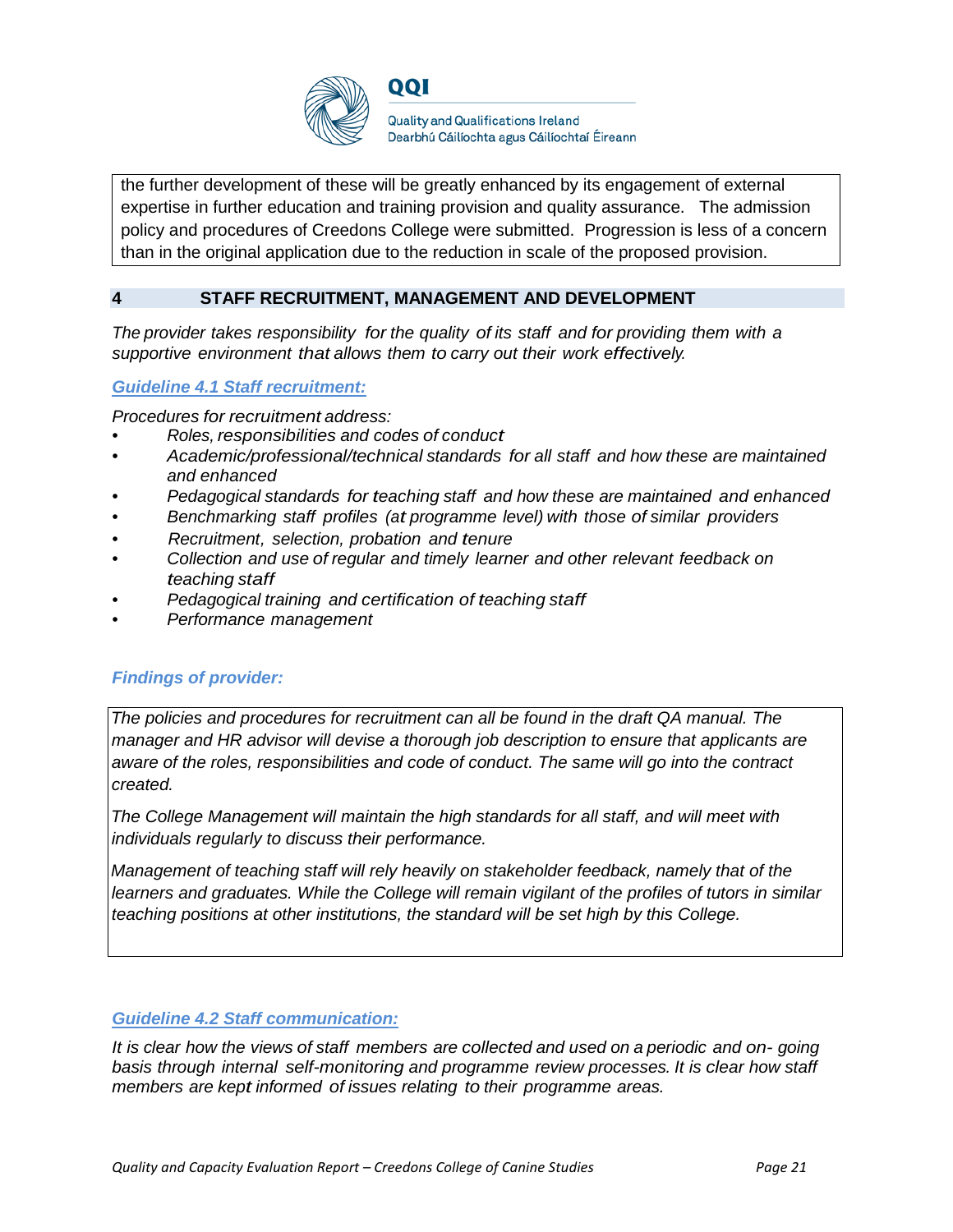the further development of these will be greatly enhanced by its engagement of external expertise in further education and training provision and quality assurance. The admission policy and procedures of Creedons College were submitted. Progression is less of a concern than in the original application due to the reduction in scale of the proposed provision.

## 4 STAFF RECRUITMENT, MANAGEMENT AND DEVELOPMENT

*The provider takes responsibility for the quality of its staff and for providing them with a supportive environment that allows them to carry out their work effectively.*

### *Guideline 4.1 Staff recruitment:*

*Procedures for recruitment address:*

- *Roles, responsibilities and codes of conduct*
- *Academic/professional/technical standards for all staff and how these are maintained and enhanced*
- *Pedagogical standards for teaching staff and how these are maintained and enhanced*
- *Benchmarking staff profiles (at programme level) with those of similar providers*
- *Recruitment, selection, probation and tenure*
- *Collection and use of regular and timely learner and other relevant feedback on teaching staff*
- *Pedagogical training and certification of teaching staff*
- *Performance management*

### *Findings of provider:*

*The policies and procedures for recruitment can all be found in the draft QA manual. The manager and HR advisor will devise a thorough job description to ensure that applicants are aware of the roles, responsibilities and code of conduct. The same will go into the contract created.*

*The College Management will maintain the high standards for all staff, and will meet with individuals regularly to discuss their performance.*

*Management of teaching staff will rely heavily on stakeholder feedback, namely that of the learners and graduates. While the College will remain vigilant of the profiles of tutors in similar teaching positions at other institutions, the standard will be set high by this College.*

### *Guideline 4.2 Staff communication:*

*It is clear how the views of staff members are collected and used on a periodic and on- going basis through internal self-monitoring and programme review processes. It is clear how staff members are kept informed of issues relating to their programme areas.*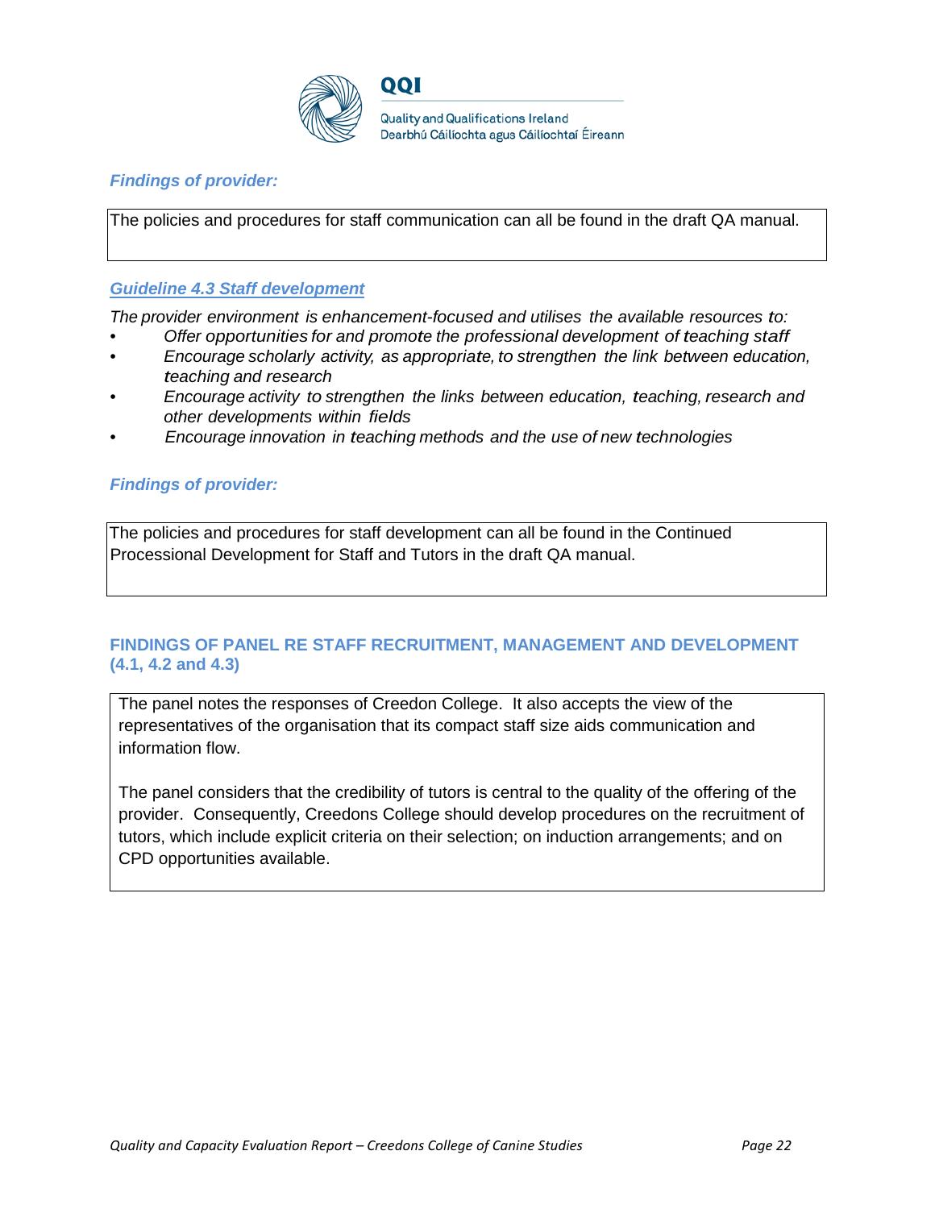***Findings of provider:***

The policies and procedures for staff communication can all be found in the draft QA manual.

### *Guideline 4.3 Staff development*

*The provider environment is enhancement-focused and utilises the available resources to:*

- *Offer opportunities for and promote the professional development of teaching staff*
- *Encourage scholarly activity, as appropriate, to strengthen the link between education, teaching and research*
- *Encourage activity to strengthen the links between education, teaching, research and other developments within fields*
- *Encourage innovation in teaching methods and the use of new technologies*

***Findings of provider:***

The policies and procedures for staff development can all be found in the Continued Processional Development for Staff and Tutors in the draft QA manual.

### FINDINGS OF PANEL RE STAFF RECRUITMENT, MANAGEMENT AND DEVELOPMENT (4.1, 4.2 and 4.3)

The panel notes the responses of Creedon College. It also accepts the view of the representatives of the organisation that its compact staff size aids communication and information flow.

The panel considers that the credibility of tutors is central to the quality of the offering of the provider. Consequently, Creedons College should develop procedures on the recruitment of tutors, which include explicit criteria on their selection; on induction arrangements; and on CPD opportunities available.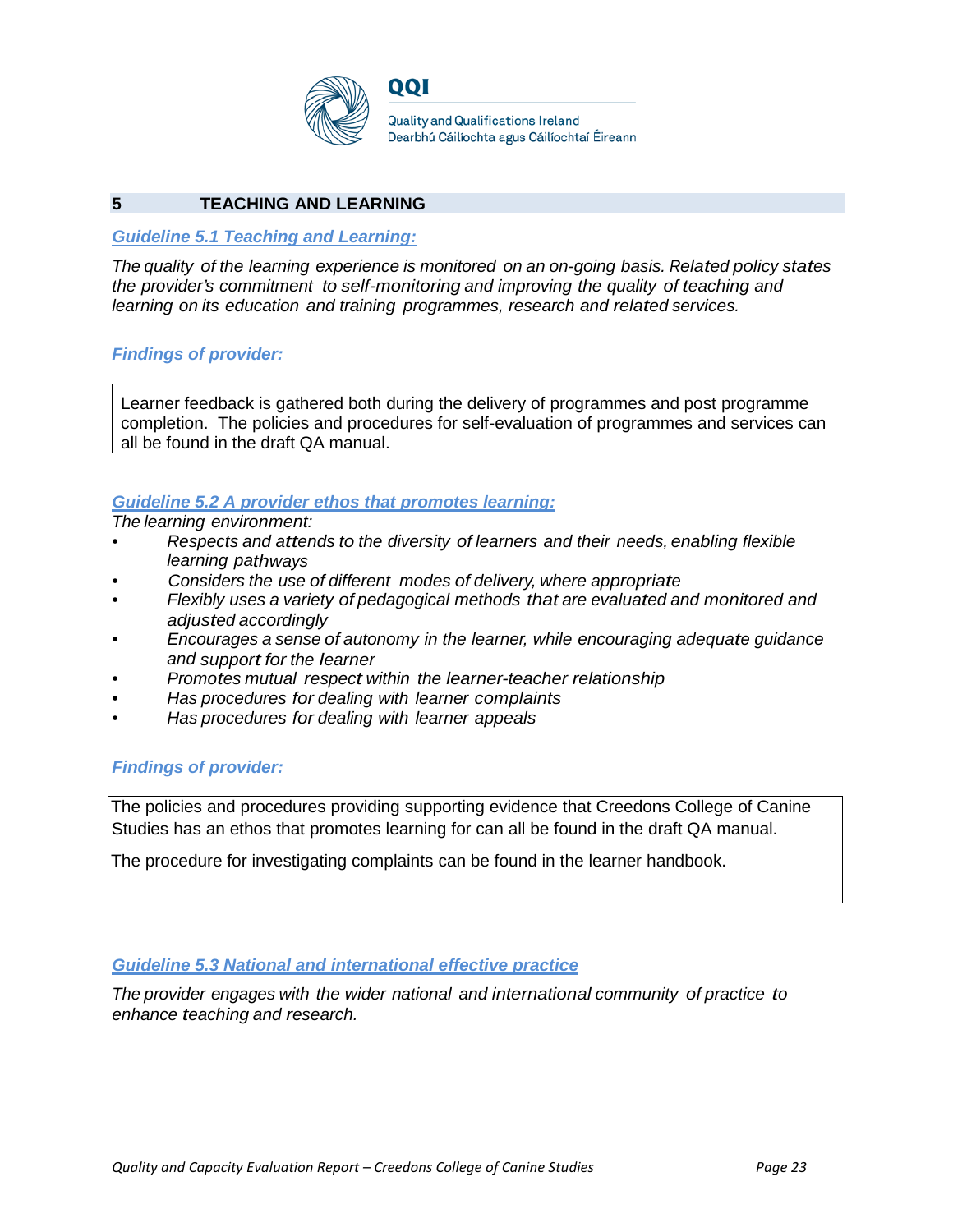## 5 TEACHING AND LEARNING

### *Guideline 5.1 Teaching and Learning:*

*The quality of the learning experience is monitored on an on-going basis. Related policy states the provider's commitment to self-monitoring and improving the quality of teaching and learning on its education and training programmes, research and related services.*

#### *Findings of provider:*

Learner feedback is gathered both during the delivery of programmes and post programme completion. The policies and procedures for self-evaluation of programmes and services can all be found in the draft QA manual.

### *Guideline 5.2 A provider ethos that promotes learning:*

*The learning environment:*

- *Respects and attends to the diversity of learners and their needs, enabling flexible learning pathways*
- *Considers the use of different modes of delivery, where appropriate*
- *Flexibly uses a variety of pedagogical methods that are evaluated and monitored and adjusted accordingly*
- *Encourages a sense of autonomy in the learner, while encouraging adequate guidance and support for the learner*
- *Promotes mutual respect within the learner-teacher relationship*
- *Has procedures for dealing with learner complaints*
- *Has procedures for dealing with learner appeals*

#### *Findings of provider:*

The policies and procedures providing supporting evidence that Creedons College of Canine Studies has an ethos that promotes learning for can all be found in the draft QA manual.

The procedure for investigating complaints can be found in the learner handbook.

### *Guideline 5.3 National and international effective practice*

*The provider engages with the wider national and international community of practice to enhance teaching and research.*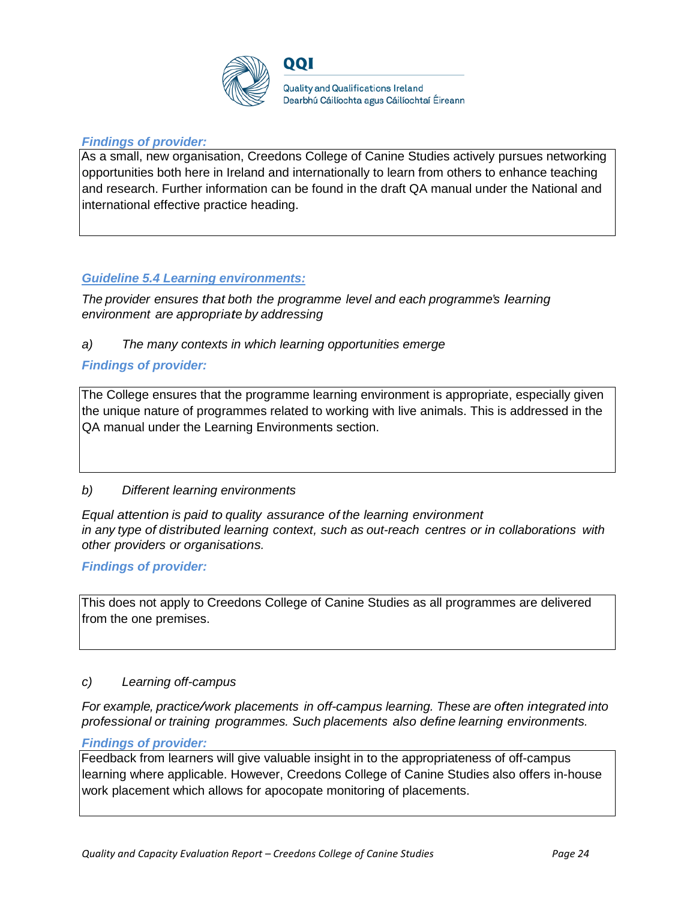***Findings of provider:***

As a small, new organisation, Creedons College of Canine Studies actively pursues networking opportunities both here in Ireland and internationally to learn from others to enhance teaching and research. Further information can be found in the draft QA manual under the National and international effective practice heading.

***Guideline 5.4 Learning environments:***

*The provider ensures that both the programme level and each programme's learning environment are appropriate by addressing*

*a) The many contexts in which learning opportunities emerge*

***Findings of provider:***

The College ensures that the programme learning environment is appropriate, especially given the unique nature of programmes related to working with live animals. This is addressed in the QA manual under the Learning Environments section.

*b) Different learning environments*

*Equal attention is paid to quality assurance of the learning environment in any type of distributed learning context, such as out-reach centres or in collaborations with other providers or organisations.*

***Findings of provider:***

This does not apply to Creedons College of Canine Studies as all programmes are delivered from the one premises.

*c) Learning off-campus*

*For example, practice/work placements in off-campus learning. These are often integrated into professional or training programmes. Such placements also define learning environments.*

***Findings of provider:***

Feedback from learners will give valuable insight in to the appropriateness of off-campus learning where applicable. However, Creedons College of Canine Studies also offers in-house work placement which allows for apocopate monitoring of placements.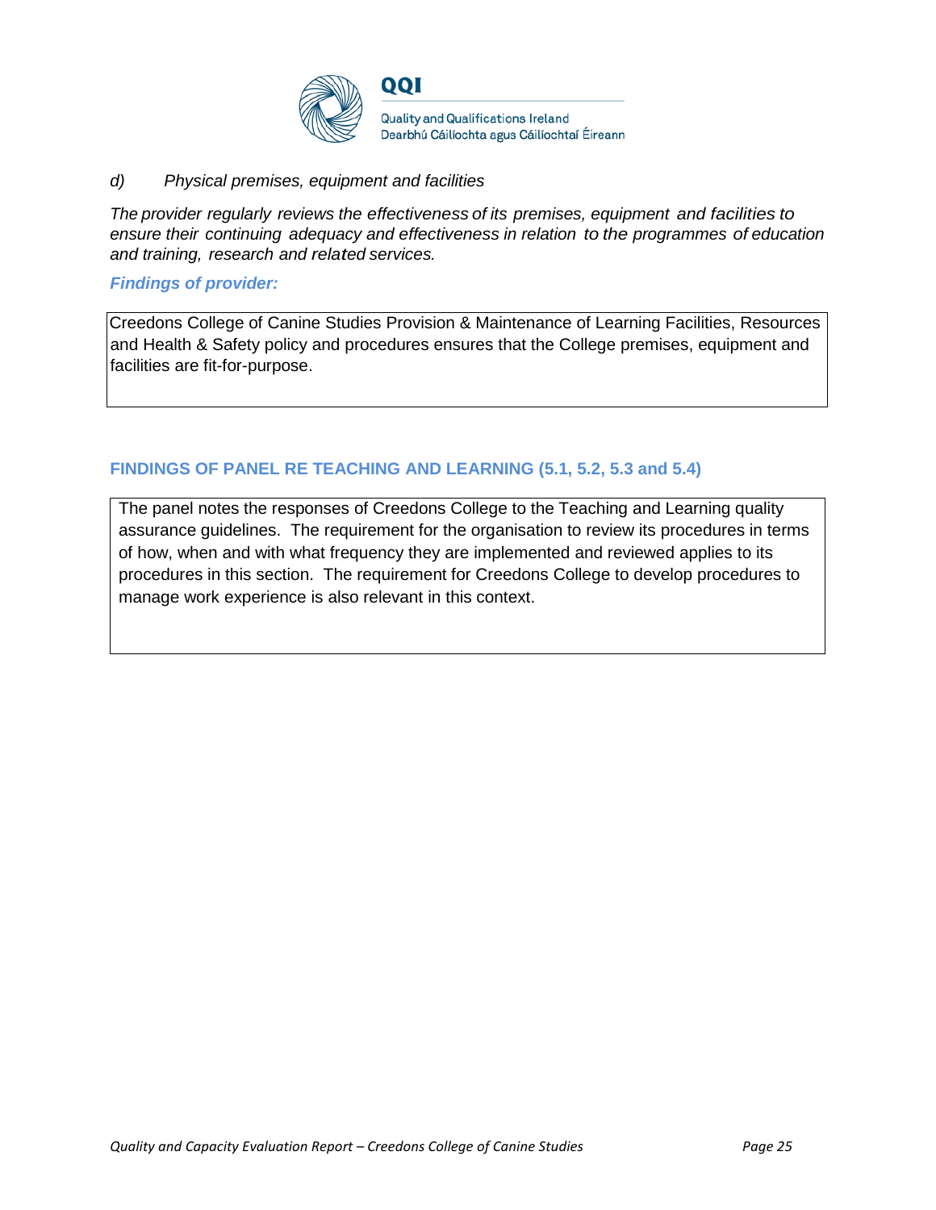*d) Physical premises, equipment and facilities*

*The provider regularly reviews the effectiveness of its premises, equipment and facilities to ensure their continuing adequacy and effectiveness in relation to the programmes of education and training, research and related services.*

***Findings of provider:***

Creedons College of Canine Studies Provision & Maintenance of Learning Facilities, Resources and Health & Safety policy and procedures ensures that the College premises, equipment and facilities are fit-for-purpose.

### FINDINGS OF PANEL RE TEACHING AND LEARNING (5.1, 5.2, 5.3 and 5.4)

The panel notes the responses of Creedons College to the Teaching and Learning quality assurance guidelines. The requirement for the organisation to review its procedures in terms of how, when and with what frequency they are implemented and reviewed applies to its procedures in this section. The requirement for Creedons College to develop procedures to manage work experience is also relevant in this context.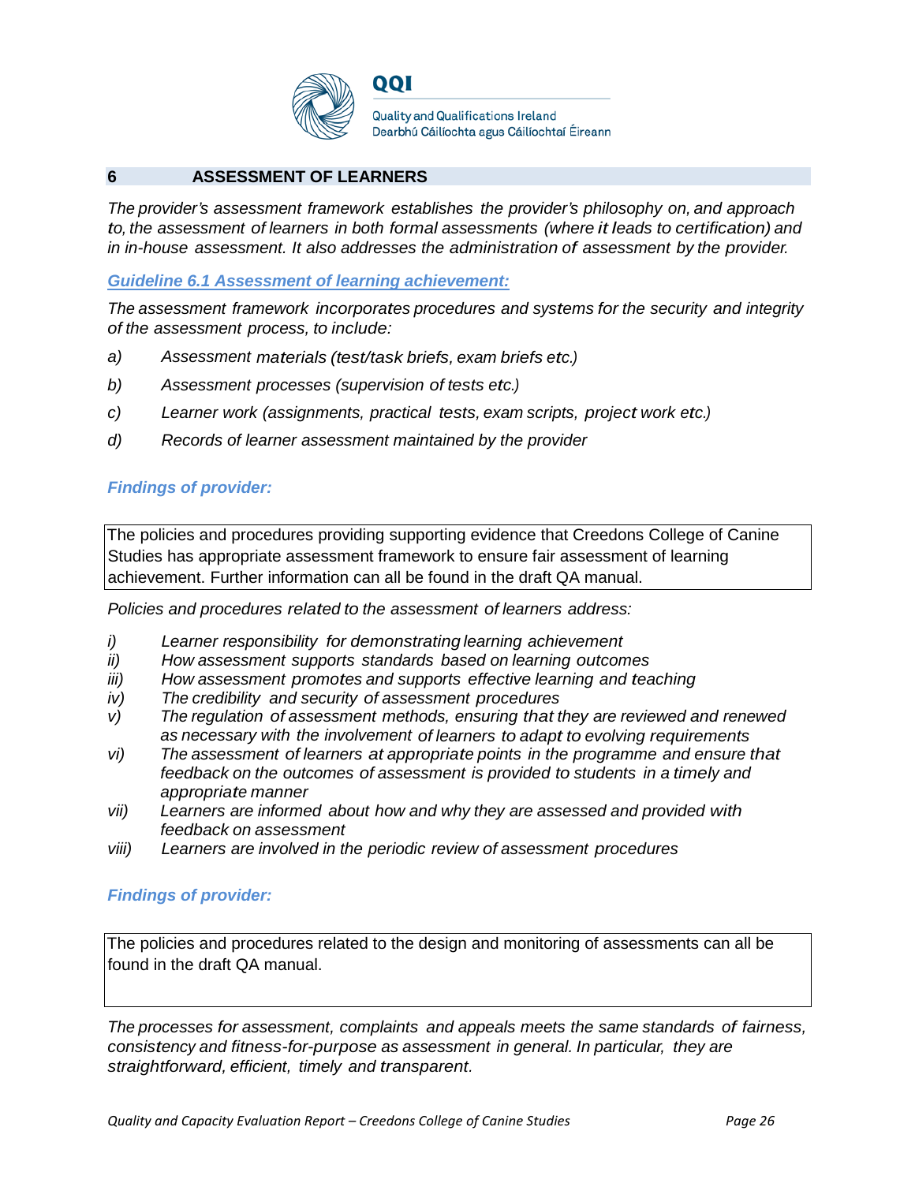## 6 ASSESSMENT OF LEARNERS

*The provider's assessment framework establishes the provider's philosophy on, and approach to, the assessment of learners in both formal assessments (where it leads to certification) and in in-house assessment. It also addresses the administration of assessment by the provider.*

### *Guideline 6.1 Assessment of learning achievement:*

*The assessment framework incorporates procedures and systems for the security and integrity of the assessment process, to include:*

- *a) Assessment materials (test/task briefs, exam briefs etc.)*
- *b) Assessment processes (supervision of tests etc.)*
- *c) Learner work (assignments, practical tests, exam scripts, project work etc.)*
- *d) Records of learner assessment maintained by the provider*

***Findings of provider:***

The policies and procedures providing supporting evidence that Creedons College of Canine Studies has appropriate assessment framework to ensure fair assessment of learning achievement. Further information can all be found in the draft QA manual.

*Policies and procedures related to the assessment of learners address:*

- *i) Learner responsibility for demonstrating learning achievement*
- *ii) How assessment supports standards based on learning outcomes*
- *iii) How assessment promotes and supports effective learning and teaching*
- *iv) The credibility and security of assessment procedures*
- *v) The regulation of assessment methods, ensuring that they are reviewed and renewed as necessary with the involvement of learners to adapt to evolving requirements*
- *vi) The assessment of learners at appropriate points in the programme and ensure that feedback on the outcomes of assessment is provided to students in a timely and appropriate manner*
- *vii) Learners are informed about how and why they are assessed and provided with feedback on assessment*
- *viii) Learners are involved in the periodic review of assessment procedures*

***Findings of provider:***

The policies and procedures related to the design and monitoring of assessments can all be found in the draft QA manual.

*The processes for assessment, complaints and appeals meets the same standards of fairness, consistency and fitness-for-purpose as assessment in general. In particular, they are straightforward, efficient, timely and transparent.*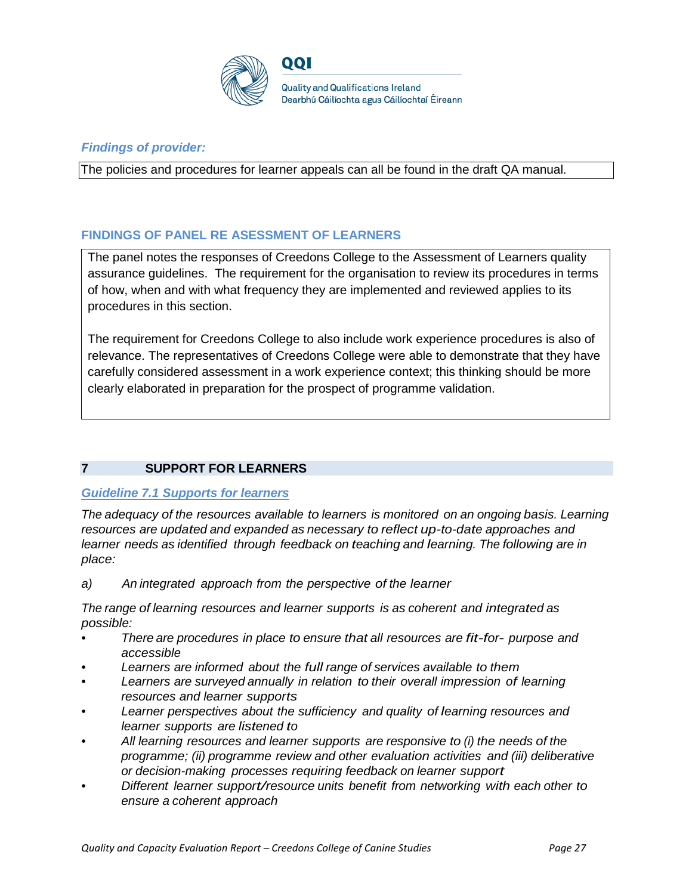*Findings of provider:*

| The policies and procedures for learner appeals can all be found in the draft QA manual. |
|---|

### FINDINGS OF PANEL RE ASESSMENT OF LEARNERS

The panel notes the responses of Creedons College to the Assessment of Learners quality assurance guidelines. The requirement for the organisation to review its procedures in terms of how, when and with what frequency they are implemented and reviewed applies to its procedures in this section.

The requirement for Creedons College to also include work experience procedures is also of relevance. The representatives of Creedons College were able to demonstrate that they have carefully considered assessment in a work experience context; this thinking should be more clearly elaborated in preparation for the prospect of programme validation.

## 7 SUPPORT FOR LEARNERS

### *Guideline 7.1 Supports for learners*

*The adequacy of the resources available to learners is monitored on an ongoing basis. Learning resources are updated and expanded as necessary to reflect up-to-date approaches and learner needs as identified through feedback on teaching and learning. The following are in place:*

*a) An integrated approach from the perspective of the learner*

*The range of learning resources and learner supports is as coherent and integrated as possible:*

- *There are procedures in place to ensure that all resources are fit-for- purpose and accessible*
- *Learners are informed about the full range of services available to them*
- *Learners are surveyed annually in relation to their overall impression of learning resources and learner supports*
- *Learner perspectives about the sufficiency and quality of learning resources and learner supports are listened to*
- *All learning resources and learner supports are responsive to (i) the needs of the programme; (ii) programme review and other evaluation activities and (iii) deliberative or decision-making processes requiring feedback on learner support*
- *Different learner support/resource units benefit from networking with each other to ensure a coherent approach*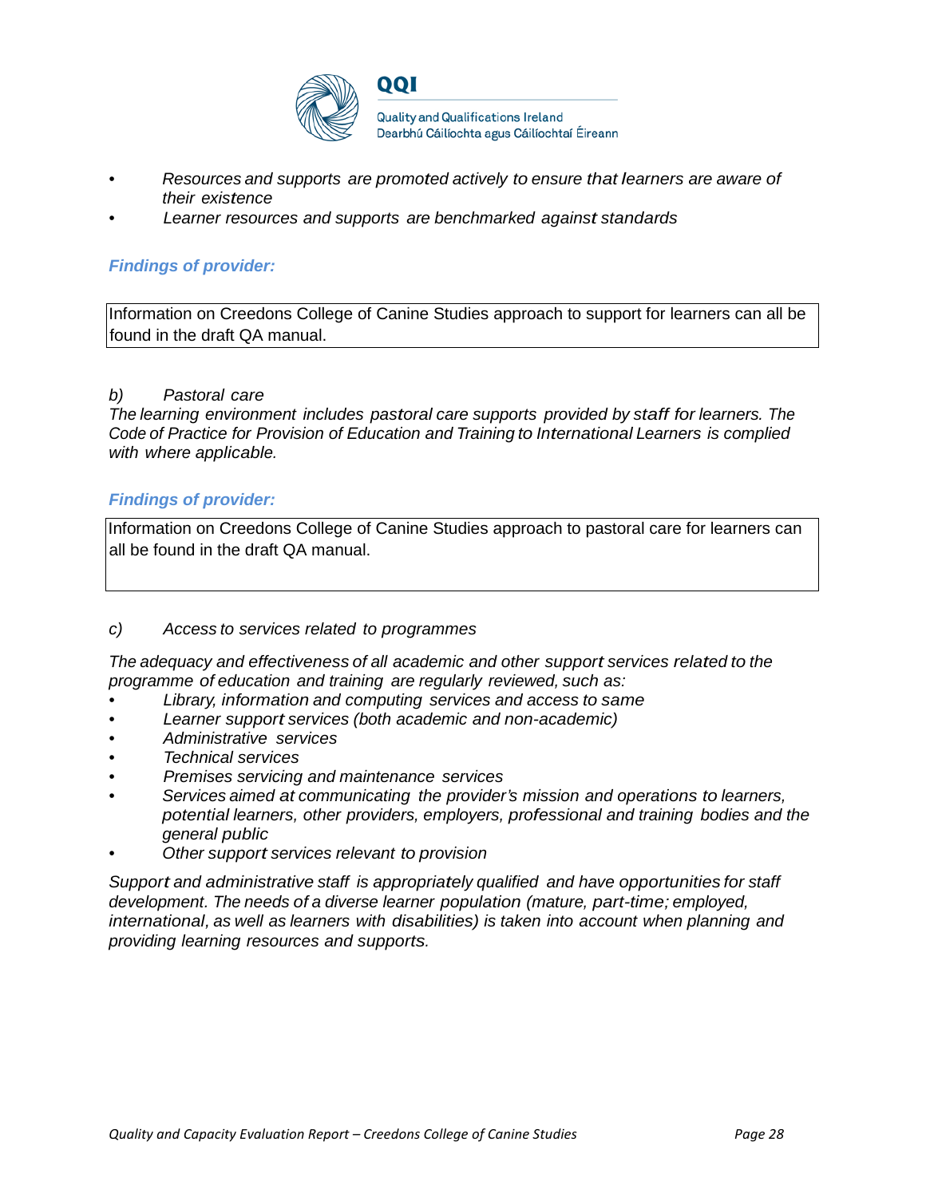- *Resources and supports are promoted actively to ensure that learners are aware of their existence*
- *Learner resources and supports are benchmarked against standards*

***Findings of provider:***

| Information on Creedons College of Canine Studies approach to support for learners can all be found in the draft QA manual. |
|---|

*b)  Pastoral care*

*The learning environment includes pastoral care supports provided by staff for learners. The Code of Practice for Provision of Education and Training to International Learners is complied with where applicable.*

***Findings of provider:***

| Information on Creedons College of Canine Studies approach to pastoral care for learners can all be found in the draft QA manual. |
|---|

*c)  Access to services related to programmes*

*The adequacy and effectiveness of all academic and other support services related to the programme of education and training are regularly reviewed, such as:*

- *Library, information and computing services and access to same*
- *Learner support services (both academic and non-academic)*
- *Administrative services*
- *Technical services*
- *Premises servicing and maintenance services*
- *Services aimed at communicating the provider's mission and operations to learners, potential learners, other providers, employers, professional and training bodies and the general public*
- *Other support services relevant to provision*

*Support and administrative staff is appropriately qualified and have opportunities for staff development. The needs of a diverse learner population (mature, part-time; employed, international, as well as learners with disabilities) is taken into account when planning and providing learning resources and supports.*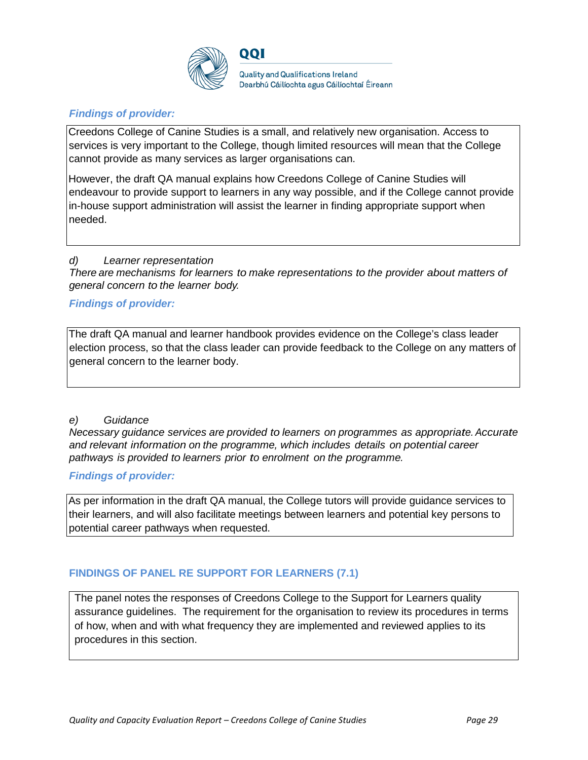***Findings of provider:***

Creedons College of Canine Studies is a small, and relatively new organisation. Access to services is very important to the College, though limited resources will mean that the College cannot provide as many services as larger organisations can.

However, the draft QA manual explains how Creedons College of Canine Studies will endeavour to provide support to learners in any way possible, and if the College cannot provide in-house support administration will assist the learner in finding appropriate support when needed.

*d) Learner representation*
*There are mechanisms for learners to make representations to the provider about matters of general concern to the learner body.*

***Findings of provider:***

The draft QA manual and learner handbook provides evidence on the College's class leader election process, so that the class leader can provide feedback to the College on any matters of general concern to the learner body.

*e) Guidance*
*Necessary guidance services are provided to learners on programmes as appropriate. Accurate and relevant information on the programme, which includes details on potential career pathways is provided to learners prior to enrolment on the programme.*

***Findings of provider:***

As per information in the draft QA manual, the College tutors will provide guidance services to their learners, and will also facilitate meetings between learners and potential key persons to potential career pathways when requested.

**FINDINGS OF PANEL RE SUPPORT FOR LEARNERS (7.1)**

The panel notes the responses of Creedons College to the Support for Learners quality assurance guidelines. The requirement for the organisation to review its procedures in terms of how, when and with what frequency they are implemented and reviewed applies to its procedures in this section.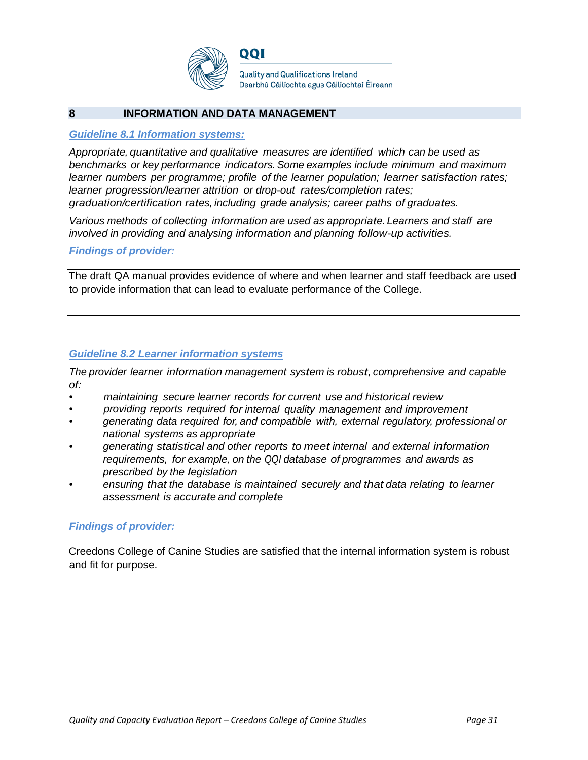## 8 INFORMATION AND DATA MANAGEMENT

### *Guideline 8.1 Information systems:*

*Appropriate, quantitative and qualitative measures are identified which can be used as benchmarks or key performance indicators. Some examples include minimum and maximum learner numbers per programme; profile of the learner population; learner satisfaction rates; learner progression/learner attrition or drop-out rates/completion rates; graduation/certification rates, including grade analysis; career paths of graduates.*

*Various methods of collecting information are used as appropriate. Learners and staff are involved in providing and analysing information and planning follow-up activities.*

***Findings of provider:***

The draft QA manual provides evidence of where and when learner and staff feedback are used to provide information that can lead to evaluate performance of the College.

### *Guideline 8.2 Learner information systems*

*The provider learner information management system is robust, comprehensive and capable of:*

- *maintaining secure learner records for current use and historical review*
- *providing reports required for internal quality management and improvement*
- *generating data required for, and compatible with, external regulatory, professional or national systems as appropriate*
- *generating statistical and other reports to meet internal and external information requirements, for example, on the QQI database of programmes and awards as prescribed by the legislation*
- *ensuring that the database is maintained securely and that data relating to learner assessment is accurate and complete*

***Findings of provider:***

Creedons College of Canine Studies are satisfied that the internal information system is robust and fit for purpose.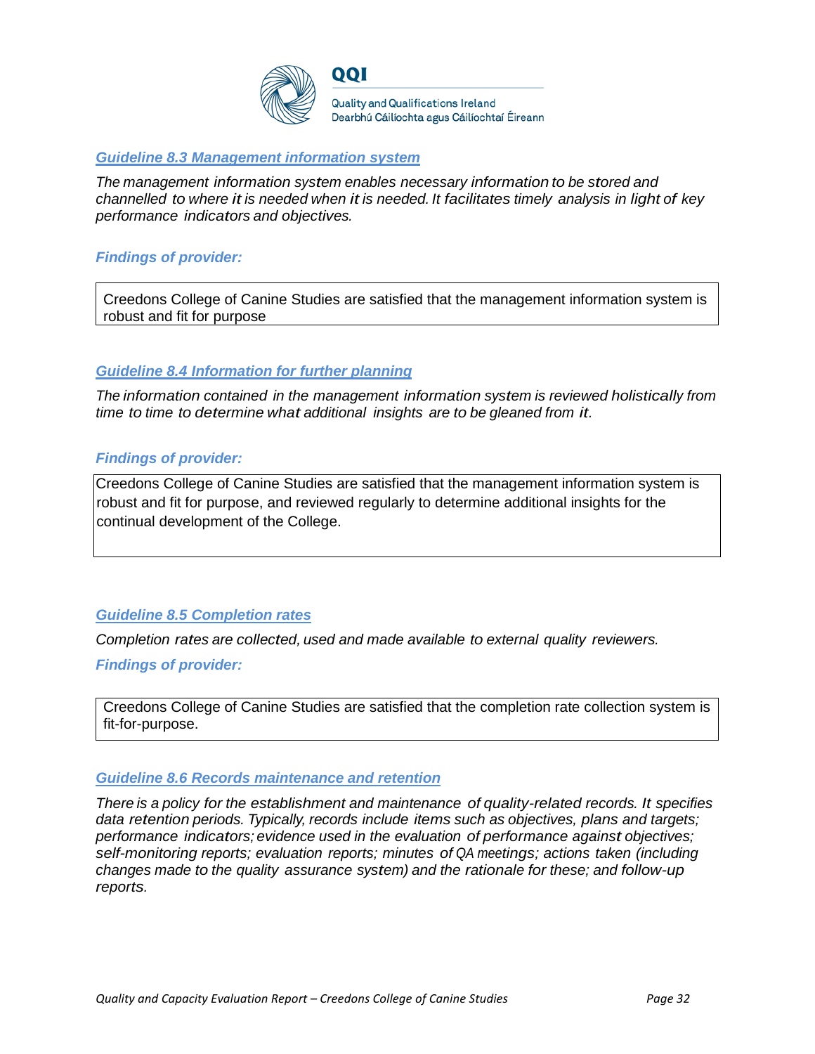### Guideline 8.3 Management information system

*The management information system enables necessary information to be stored and channelled to where it is needed when it is needed. It facilitates timely analysis in light of key performance indicators and objectives.*

***Findings of provider:***

Creedons College of Canine Studies are satisfied that the management information system is robust and fit for purpose

### Guideline 8.4 Information for further planning

*The information contained in the management information system is reviewed holistically from time to time to determine what additional insights are to be gleaned from it.*

***Findings of provider:***

Creedons College of Canine Studies are satisfied that the management information system is robust and fit for purpose, and reviewed regularly to determine additional insights for the continual development of the College.

### Guideline 8.5 Completion rates

*Completion rates are collected, used and made available to external quality reviewers.*

***Findings of provider:***

Creedons College of Canine Studies are satisfied that the completion rate collection system is fit-for-purpose.

### Guideline 8.6 Records maintenance and retention

*There is a policy for the establishment and maintenance of quality-related records. It specifies data retention periods. Typically, records include items such as objectives, plans and targets; performance indicators; evidence used in the evaluation of performance against objectives; self-monitoring reports; evaluation reports; minutes of QA meetings; actions taken (including changes made to the quality assurance system) and the rationale for these; and follow-up reports.*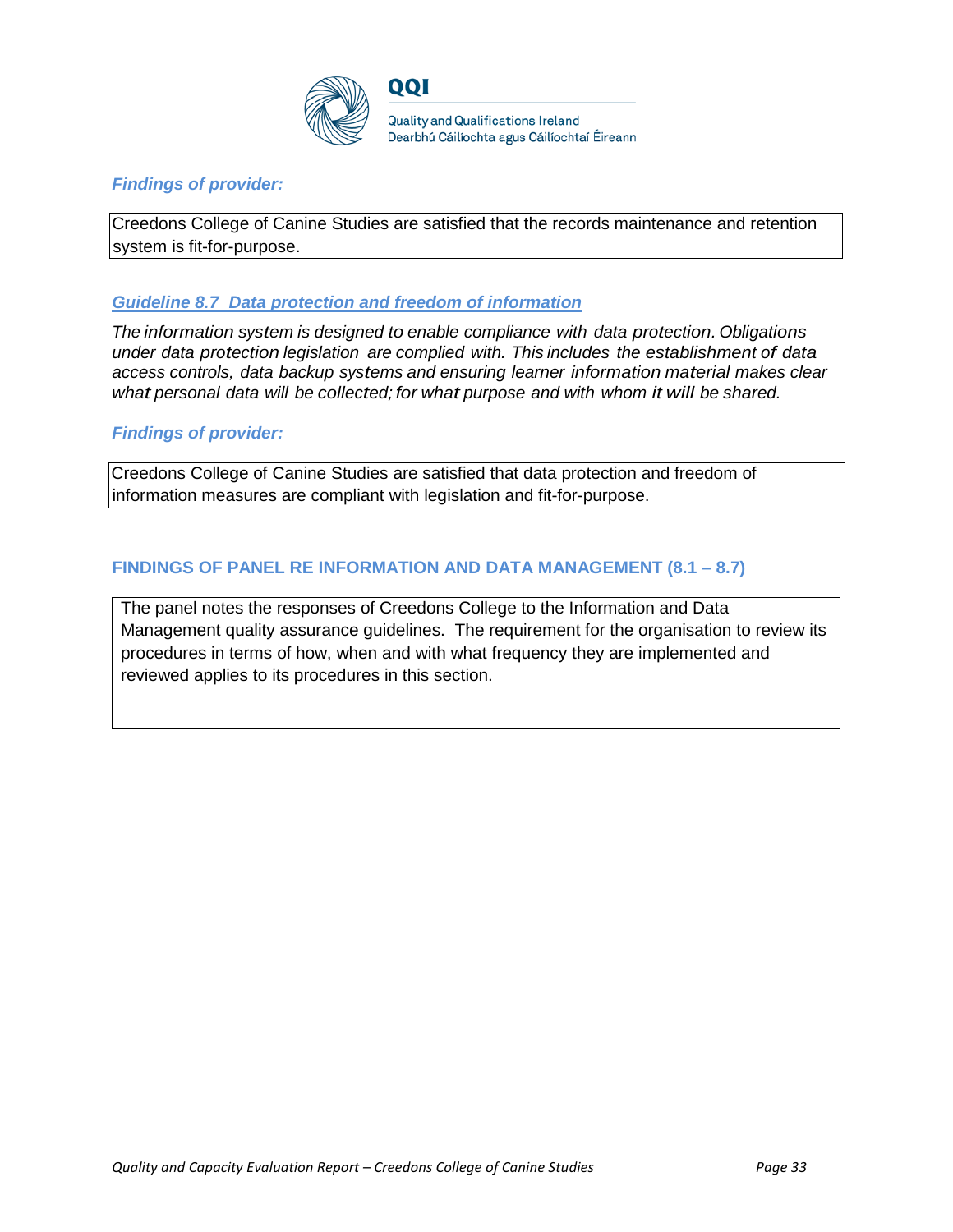***Findings of provider:***

Creedons College of Canine Studies are satisfied that the records maintenance and retention system is fit-for-purpose.

### ***Guideline 8.7 Data protection and freedom of information***

*The information system is designed to enable compliance with data protection. Obligations under data protection legislation are complied with. This includes the establishment of data access controls, data backup systems and ensuring learner information material makes clear what personal data will be collected; for what purpose and with whom it will be shared.*

***Findings of provider:***

Creedons College of Canine Studies are satisfied that data protection and freedom of information measures are compliant with legislation and fit-for-purpose.

## FINDINGS OF PANEL RE INFORMATION AND DATA MANAGEMENT (8.1 – 8.7)

The panel notes the responses of Creedons College to the Information and Data Management quality assurance guidelines. The requirement for the organisation to review its procedures in terms of how, when and with what frequency they are implemented and reviewed applies to its procedures in this section.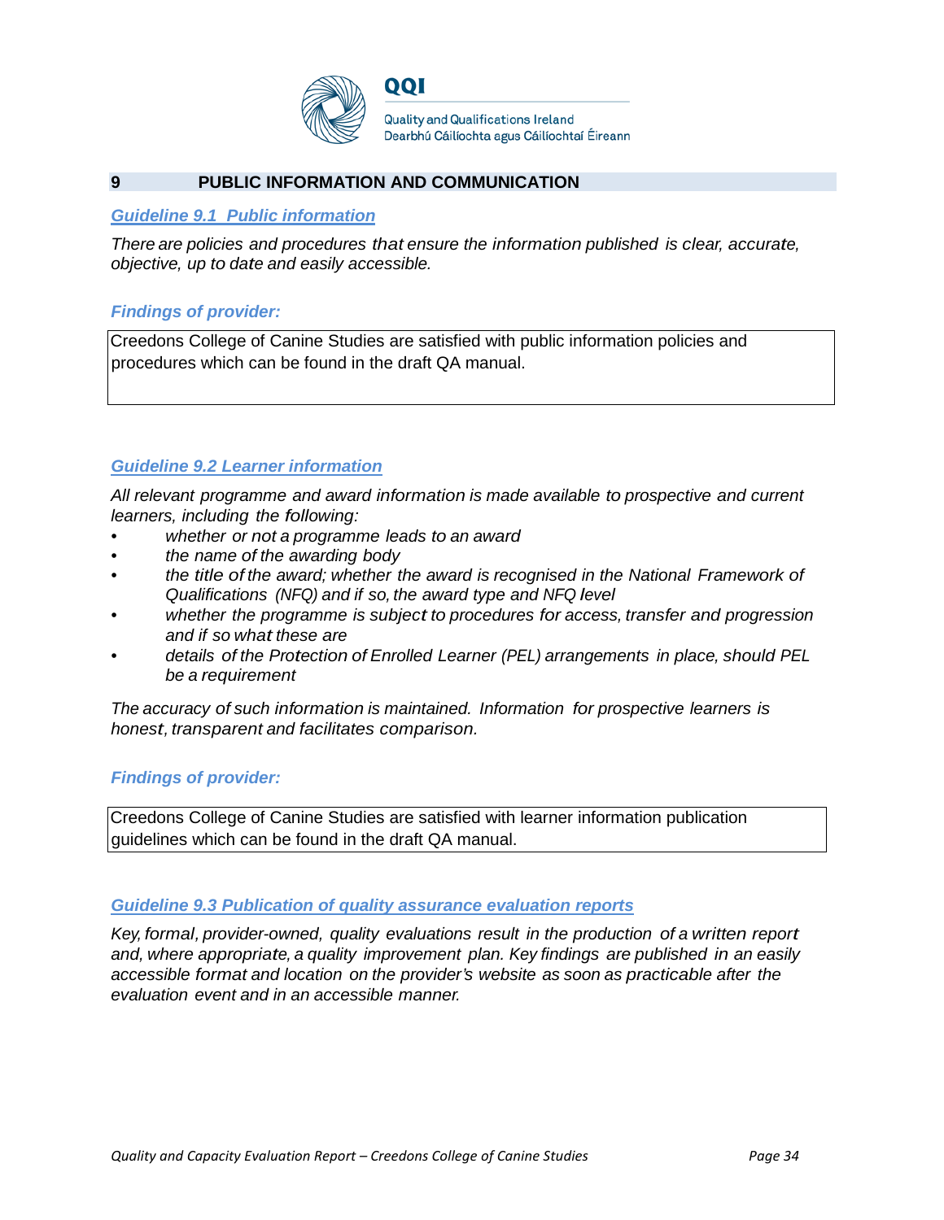## 9 PUBLIC INFORMATION AND COMMUNICATION

### *Guideline 9.1 Public information*

*There are policies and procedures that ensure the information published is clear, accurate, objective, up to date and easily accessible.*

***Findings of provider:***

Creedons College of Canine Studies are satisfied with public information policies and procedures which can be found in the draft QA manual.

### *Guideline 9.2 Learner information*

*All relevant programme and award information is made available to prospective and current learners, including the following:*

- *whether or not a programme leads to an award*
- *the name of the awarding body*
- *the title of the award; whether the award is recognised in the National Framework of Qualifications (NFQ) and if so, the award type and NFQ level*
- *whether the programme is subject to procedures for access, transfer and progression and if so what these are*
- *details of the Protection of Enrolled Learner (PEL) arrangements in place, should PEL be a requirement*

*The accuracy of such information is maintained. Information for prospective learners is honest, transparent and facilitates comparison.*

***Findings of provider:***

Creedons College of Canine Studies are satisfied with learner information publication guidelines which can be found in the draft QA manual.

### *Guideline 9.3 Publication of quality assurance evaluation reports*

*Key, formal, provider-owned, quality evaluations result in the production of a written report and, where appropriate, a quality improvement plan. Key findings are published in an easily accessible format and location on the provider's website as soon as practicable after the evaluation event and in an accessible manner.*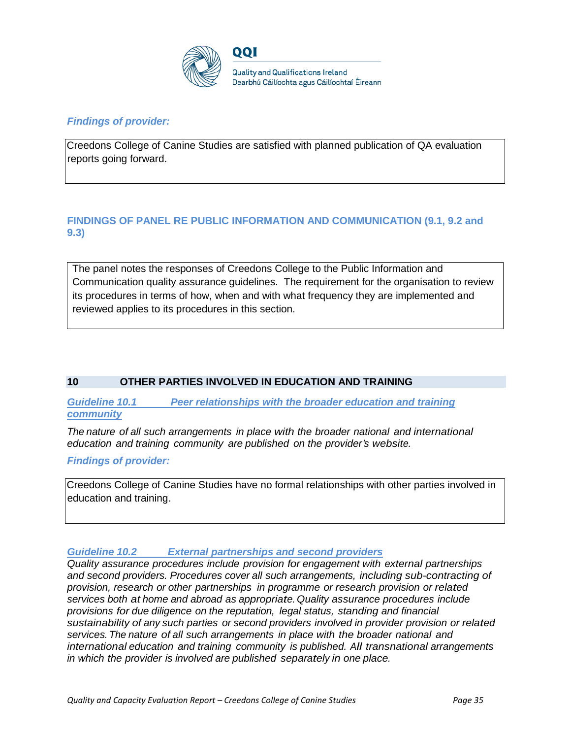***Findings of provider:***

Creedons College of Canine Studies are satisfied with planned publication of QA evaluation reports going forward.

**FINDINGS OF PANEL RE PUBLIC INFORMATION AND COMMUNICATION (9.1, 9.2 and 9.3)**

The panel notes the responses of Creedons College to the Public Information and Communication quality assurance guidelines. The requirement for the organisation to review its procedures in terms of how, when and with what frequency they are implemented and reviewed applies to its procedures in this section.

## 10 OTHER PARTIES INVOLVED IN EDUCATION AND TRAINING

***Guideline 10.1 Peer relationships with the broader education and training community***

*The nature of all such arrangements in place with the broader national and international education and training community are published on the provider's website.*

***Findings of provider:***

Creedons College of Canine Studies have no formal relationships with other parties involved in education and training.

***Guideline 10.2 External partnerships and second providers***

*Quality assurance procedures include provision for engagement with external partnerships and second providers. Procedures cover all such arrangements, including sub-contracting of provision, research or other partnerships in programme or research provision or related services both at home and abroad as appropriate. Quality assurance procedures include provisions for due diligence on the reputation, legal status, standing and financial sustainability of any such parties or second providers involved in provider provision or related services. The nature of all such arrangements in place with the broader national and international education and training community is published. All transnational arrangements in which the provider is involved are published separately in one place.*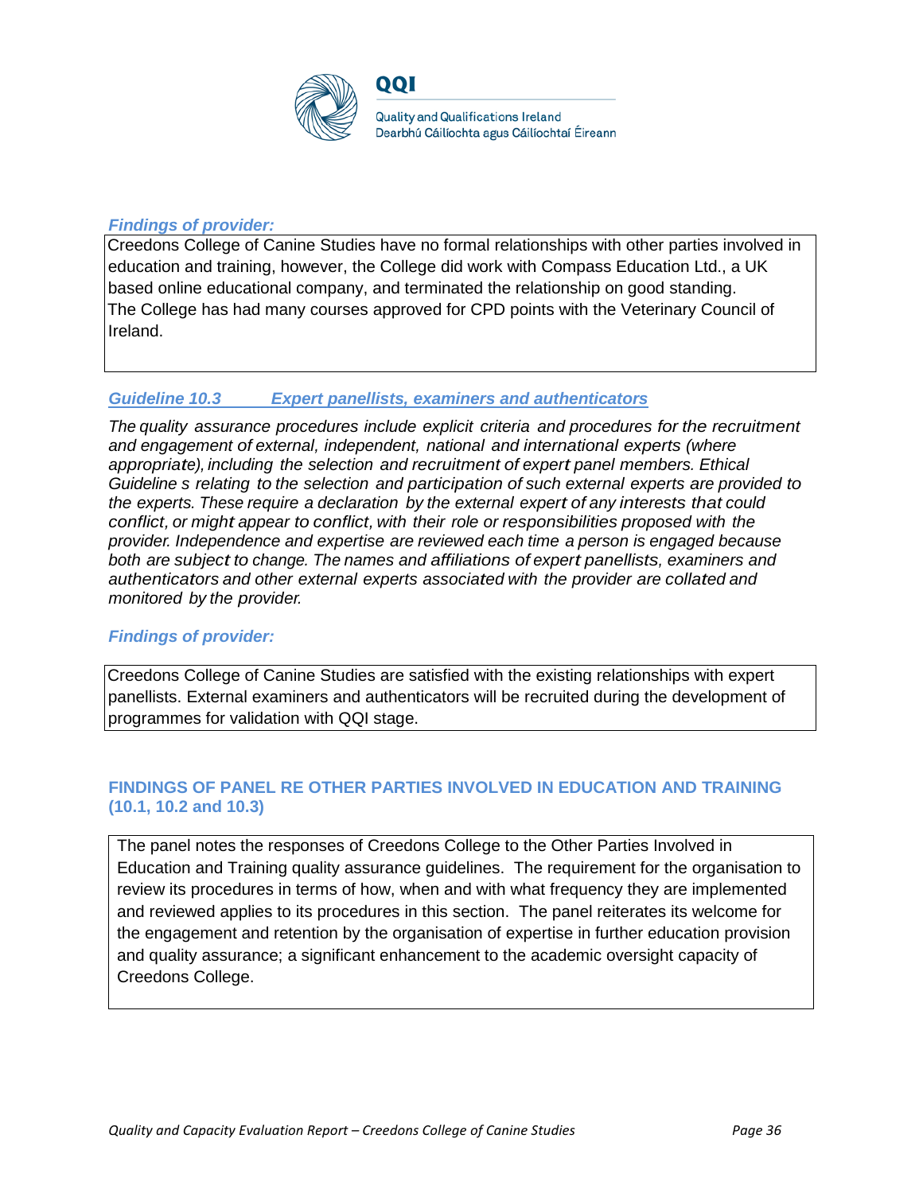***Findings of provider:***

Creedons College of Canine Studies have no formal relationships with other parties involved in education and training, however, the College did work with Compass Education Ltd., a UK based online educational company, and terminated the relationship on good standing.
The College has had many courses approved for CPD points with the Veterinary Council of Ireland.

### ***Guideline 10.3 Expert panellists, examiners and authenticators***

*The quality assurance procedures include explicit criteria and procedures for the recruitment and engagement of external, independent, national and international experts (where appropriate), including the selection and recruitment of expert panel members. Ethical Guideline s relating to the selection and participation of such external experts are provided to the experts. These require a declaration by the external expert of any interests that could conflict, or might appear to conflict, with their role or responsibilities proposed with the provider. Independence and expertise are reviewed each time a person is engaged because both are subject to change. The names and affiliations of expert panellists, examiners and authenticators and other external experts associated with the provider are collated and monitored by the provider.*

***Findings of provider:***

Creedons College of Canine Studies are satisfied with the existing relationships with expert panellists. External examiners and authenticators will be recruited during the development of programmes for validation with QQI stage.

### **FINDINGS OF PANEL RE OTHER PARTIES INVOLVED IN EDUCATION AND TRAINING (10.1, 10.2 and 10.3)**

The panel notes the responses of Creedons College to the Other Parties Involved in Education and Training quality assurance guidelines. The requirement for the organisation to review its procedures in terms of how, when and with what frequency they are implemented and reviewed applies to its procedures in this section. The panel reiterates its welcome for the engagement and retention by the organisation of expertise in further education provision and quality assurance; a significant enhancement to the academic oversight capacity of Creedons College.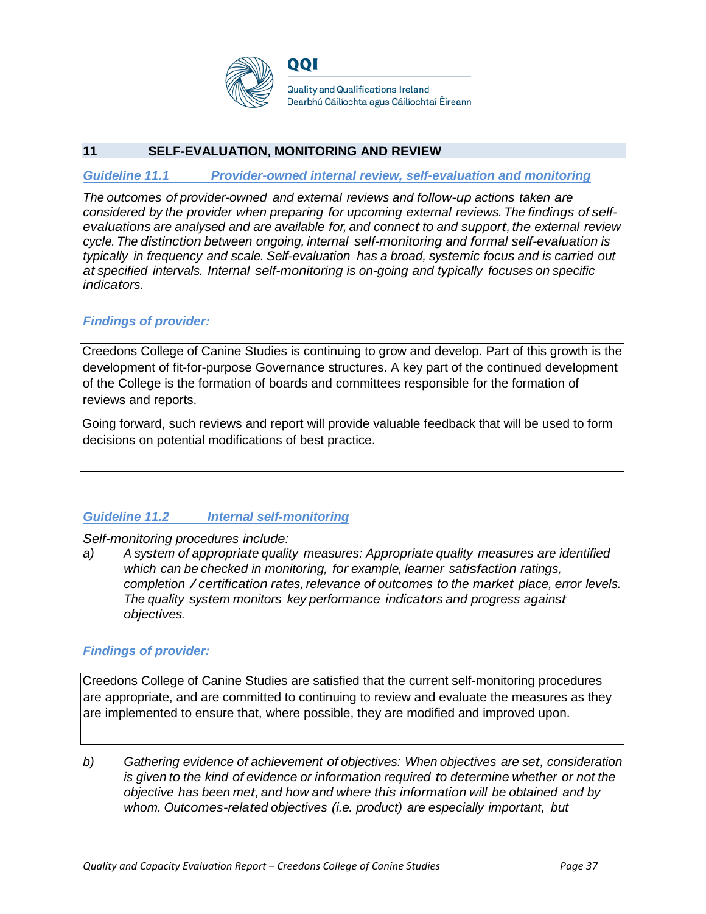## 11 SELF-EVALUATION, MONITORING AND REVIEW

### *Guideline 11.1 Provider-owned internal review, self-evaluation and monitoring*

*The outcomes of provider-owned and external reviews and follow-up actions taken are considered by the provider when preparing for upcoming external reviews. The findings of self-evaluations are analysed and are available for, and connect to and support, the external review cycle. The distinction between ongoing, internal self-monitoring and formal self-evaluation is typically in frequency and scale. Self-evaluation has a broad, systemic focus and is carried out at specified intervals. Internal self-monitoring is on-going and typically focuses on specific indicators.*

***Findings of provider:***

Creedons College of Canine Studies is continuing to grow and develop. Part of this growth is the development of fit-for-purpose Governance structures. A key part of the continued development of the College is the formation of boards and committees responsible for the formation of reviews and reports.

Going forward, such reviews and report will provide valuable feedback that will be used to form decisions on potential modifications of best practice.

### *Guideline 11.2 Internal self-monitoring*

*Self-monitoring procedures include:*

*a) A system of appropriate quality measures: Appropriate quality measures are identified which can be checked in monitoring, for example, learner satisfaction ratings, completion / certification rates, relevance of outcomes to the market place, error levels. The quality system monitors key performance indicators and progress against objectives.*

***Findings of provider:***

Creedons College of Canine Studies are satisfied that the current self-monitoring procedures are appropriate, and are committed to continuing to review and evaluate the measures as they are implemented to ensure that, where possible, they are modified and improved upon.

*b) Gathering evidence of achievement of objectives: When objectives are set, consideration is given to the kind of evidence or information required to determine whether or not the objective has been met, and how and where this information will be obtained and by whom. Outcomes-related objectives (i.e. product) are especially important, but*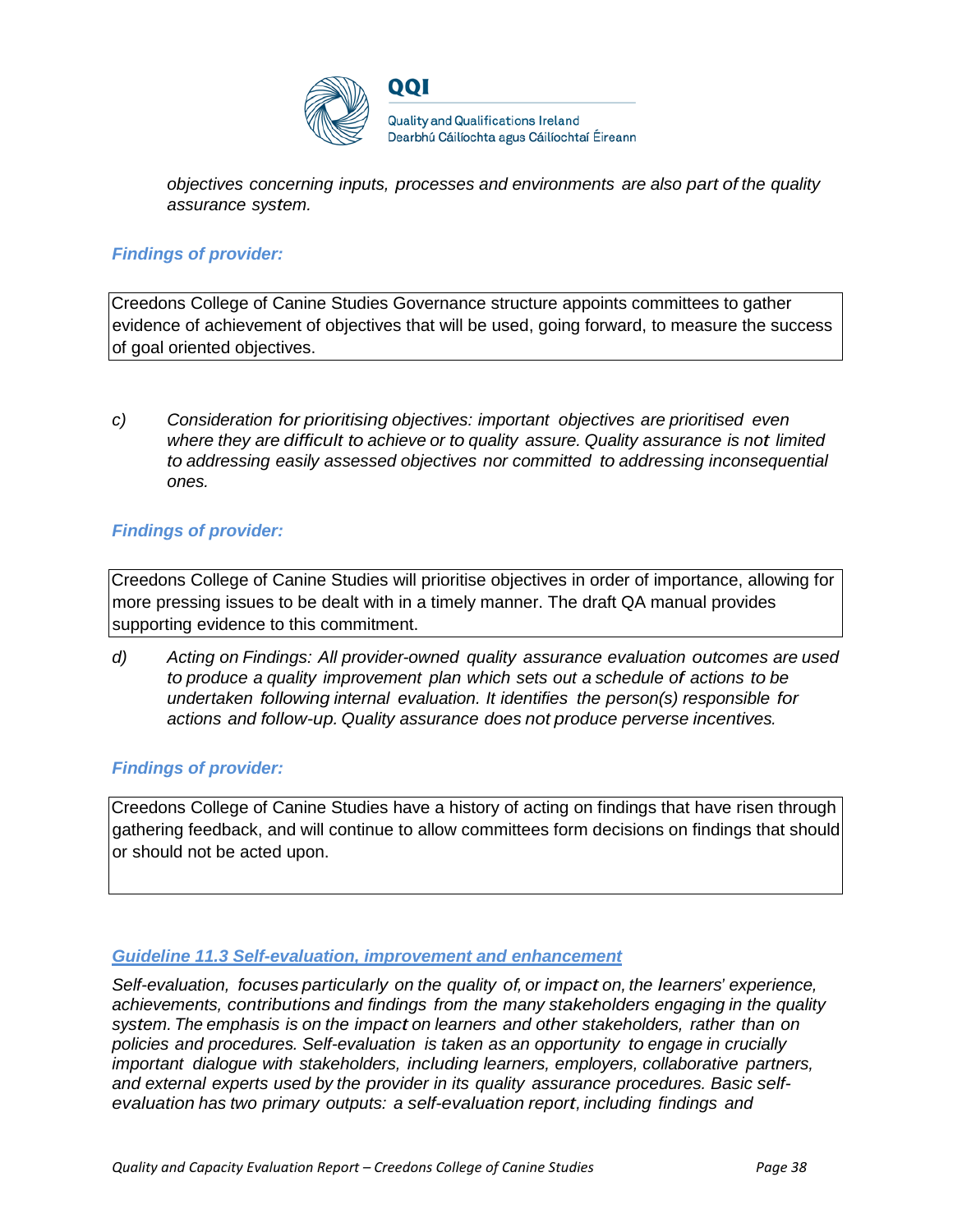*objectives concerning inputs, processes and environments are also part of the quality assurance system.*

***Findings of provider:***

Creedons College of Canine Studies Governance structure appoints committees to gather evidence of achievement of objectives that will be used, going forward, to measure the success of goal oriented objectives.

c) *Consideration for prioritising objectives: important objectives are prioritised even where they are difficult to achieve or to quality assure. Quality assurance is not limited to addressing easily assessed objectives nor committed to addressing inconsequential ones.*

***Findings of provider:***

Creedons College of Canine Studies will prioritise objectives in order of importance, allowing for more pressing issues to be dealt with in a timely manner. The draft QA manual provides supporting evidence to this commitment.

d) *Acting on Findings: All provider-owned quality assurance evaluation outcomes are used to produce a quality improvement plan which sets out a schedule of actions to be undertaken following internal evaluation. It identifies the person(s) responsible for actions and follow-up. Quality assurance does not produce perverse incentives.*

***Findings of provider:***

Creedons College of Canine Studies have a history of acting on findings that have risen through gathering feedback, and will continue to allow committees form decisions on findings that should or should not be acted upon.

### ***Guideline 11.3 Self-evaluation, improvement and enhancement***

*Self-evaluation, focuses particularly on the quality of, or impact on, the learners' experience, achievements, contributions and findings from the many stakeholders engaging in the quality system. The emphasis is on the impact on learners and other stakeholders, rather than on policies and procedures. Self-evaluation is taken as an opportunity to engage in crucially important dialogue with stakeholders, including learners, employers, collaborative partners, and external experts used by the provider in its quality assurance procedures. Basic self-evaluation has two primary outputs: a self-evaluation report, including findings and*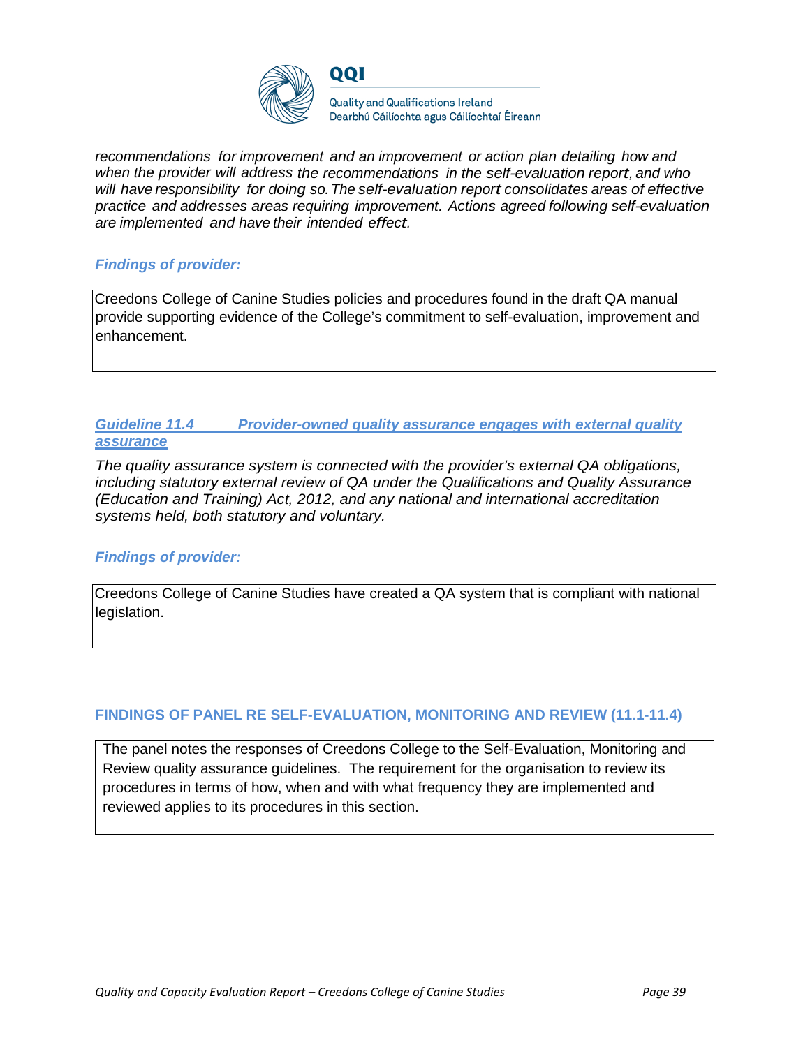*recommendations for improvement and an improvement or action plan detailing how and when the provider will address the recommendations in the self-evaluation report, and who will have responsibility for doing so. The self-evaluation report consolidates areas of effective practice and addresses areas requiring improvement. Actions agreed following self-evaluation are implemented and have their intended effect.*

***Findings of provider:***

| Creedons College of Canine Studies policies and procedures found in the draft QA manual provide supporting evidence of the College's commitment to self-evaluation, improvement and enhancement. |
|---|

### ***Guideline 11.4 Provider-owned quality assurance engages with external quality assurance***

*The quality assurance system is connected with the provider's external QA obligations, including statutory external review of QA under the Qualifications and Quality Assurance (Education and Training) Act, 2012, and any national and international accreditation systems held, both statutory and voluntary.*

***Findings of provider:***

| Creedons College of Canine Studies have created a QA system that is compliant with national legislation. |
|---|

### FINDINGS OF PANEL RE SELF-EVALUATION, MONITORING AND REVIEW (11.1-11.4)

| The panel notes the responses of Creedons College to the Self-Evaluation, Monitoring and Review quality assurance guidelines. The requirement for the organisation to review its procedures in terms of how, when and with what frequency they are implemented and reviewed applies to its procedures in this section. |
|---|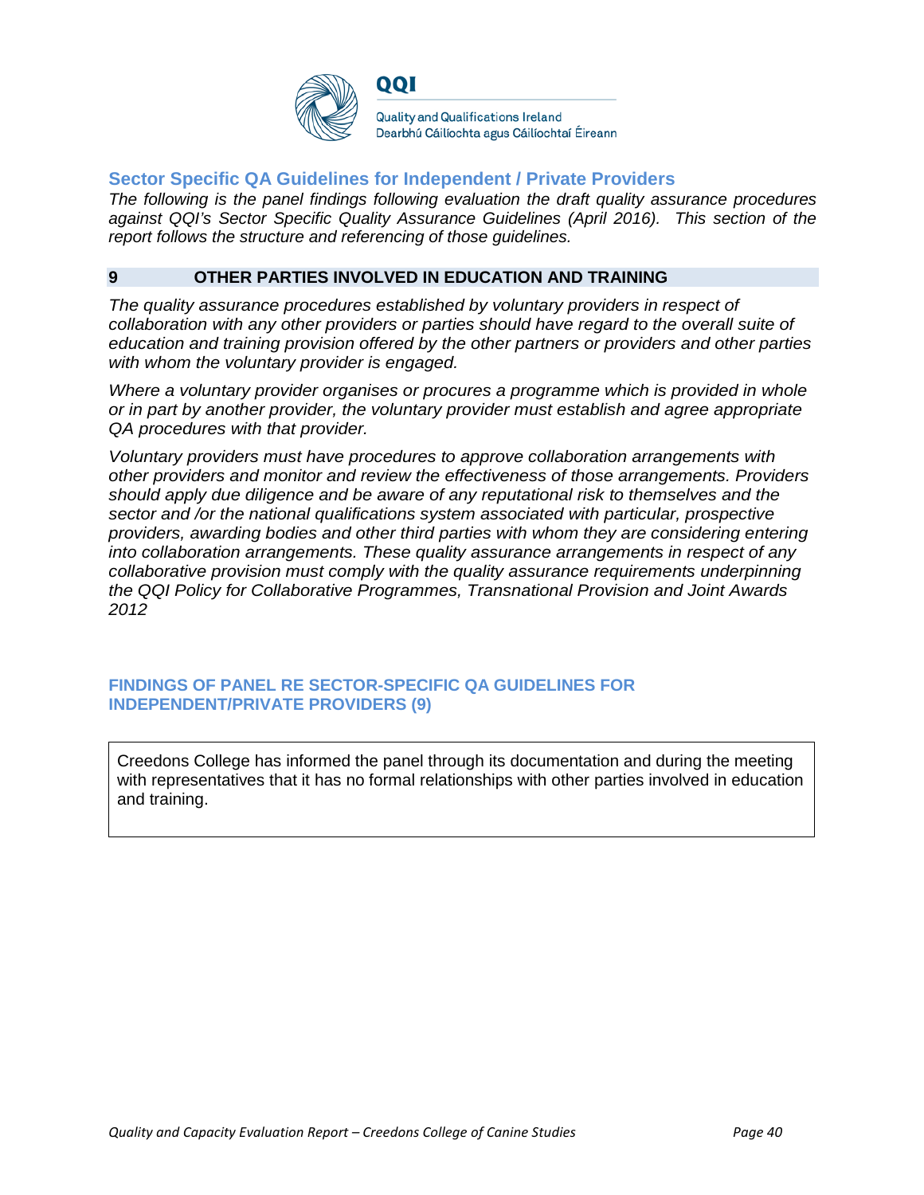## Sector Specific QA Guidelines for Independent / Private Providers

*The following is the panel findings following evaluation the draft quality assurance procedures against QQI's Sector Specific Quality Assurance Guidelines (April 2016). This section of the report follows the structure and referencing of those guidelines.*

### 9 OTHER PARTIES INVOLVED IN EDUCATION AND TRAINING

*The quality assurance procedures established by voluntary providers in respect of collaboration with any other providers or parties should have regard to the overall suite of education and training provision offered by the other partners or providers and other parties with whom the voluntary provider is engaged.*

*Where a voluntary provider organises or procures a programme which is provided in whole or in part by another provider, the voluntary provider must establish and agree appropriate QA procedures with that provider.*

*Voluntary providers must have procedures to approve collaboration arrangements with other providers and monitor and review the effectiveness of those arrangements. Providers should apply due diligence and be aware of any reputational risk to themselves and the sector and /or the national qualifications system associated with particular, prospective providers, awarding bodies and other third parties with whom they are considering entering into collaboration arrangements. These quality assurance arrangements in respect of any collaborative provision must comply with the quality assurance requirements underpinning the QQI Policy for Collaborative Programmes, Transnational Provision and Joint Awards 2012*

### FINDINGS OF PANEL RE SECTOR-SPECIFIC QA GUIDELINES FOR INDEPENDENT/PRIVATE PROVIDERS (9)

Creedons College has informed the panel through its documentation and during the meeting with representatives that it has no formal relationships with other parties involved in education and training.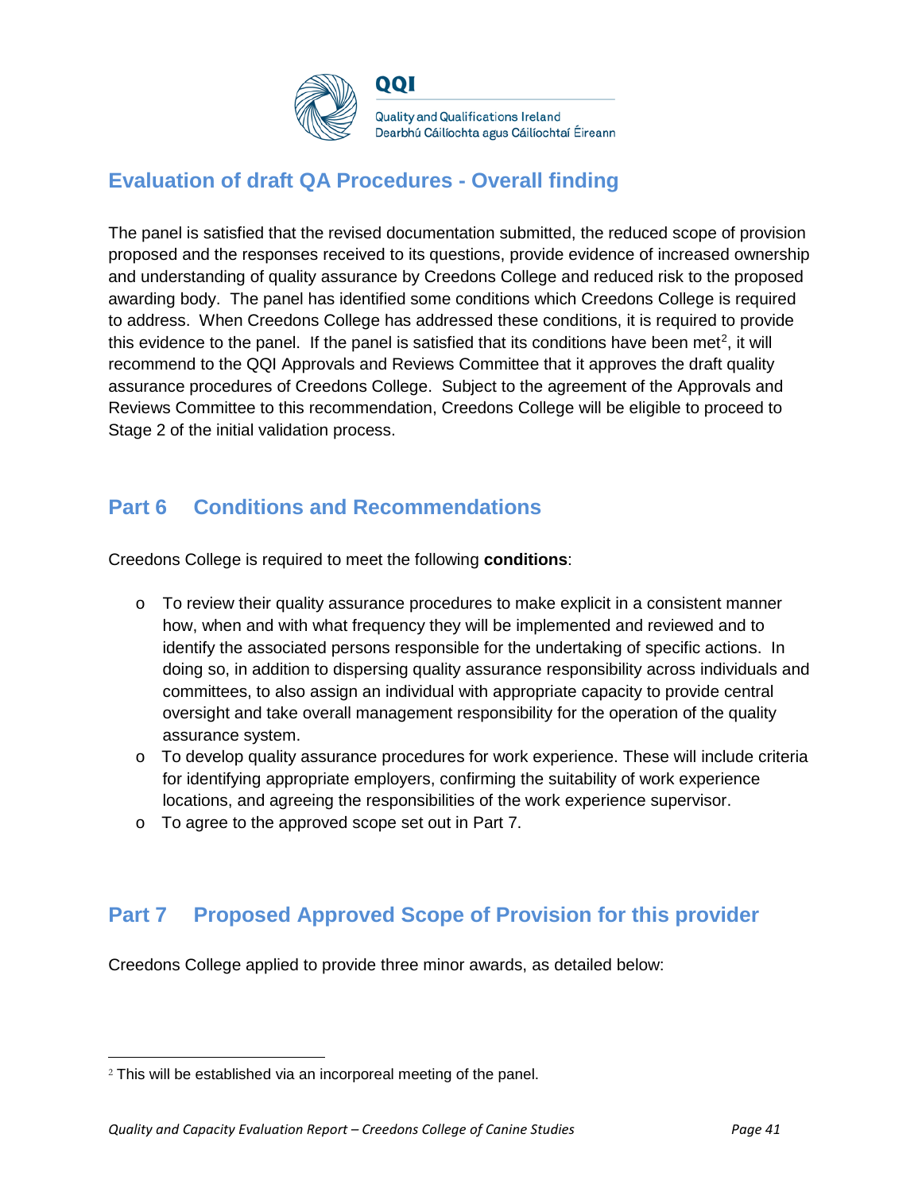## Evaluation of draft QA Procedures - Overall finding

The panel is satisfied that the revised documentation submitted, the reduced scope of provision proposed and the responses received to its questions, provide evidence of increased ownership and understanding of quality assurance by Creedons College and reduced risk to the proposed awarding body. The panel has identified some conditions which Creedons College is required to address. When Creedons College has addressed these conditions, it is required to provide this evidence to the panel. If the panel is satisfied that its conditions have been met[2], it will recommend to the QQI Approvals and Reviews Committee that it approves the draft quality assurance procedures of Creedons College. Subject to the agreement of the Approvals and Reviews Committee to this recommendation, Creedons College will be eligible to proceed to Stage 2 of the initial validation process.

## Part 6 Conditions and Recommendations

Creedons College is required to meet the following **conditions**:

- To review their quality assurance procedures to make explicit in a consistent manner how, when and with what frequency they will be implemented and reviewed and to identify the associated persons responsible for the undertaking of specific actions. In doing so, in addition to dispersing quality assurance responsibility across individuals and committees, to also assign an individual with appropriate capacity to provide central oversight and take overall management responsibility for the operation of the quality assurance system.
- To develop quality assurance procedures for work experience. These will include criteria for identifying appropriate employers, confirming the suitability of work experience locations, and agreeing the responsibilities of the work experience supervisor.
- To agree to the approved scope set out in Part 7.

## Part 7 Proposed Approved Scope of Provision for this provider

Creedons College applied to provide three minor awards, as detailed below:

[2] This will be established via an incorporeal meeting of the panel.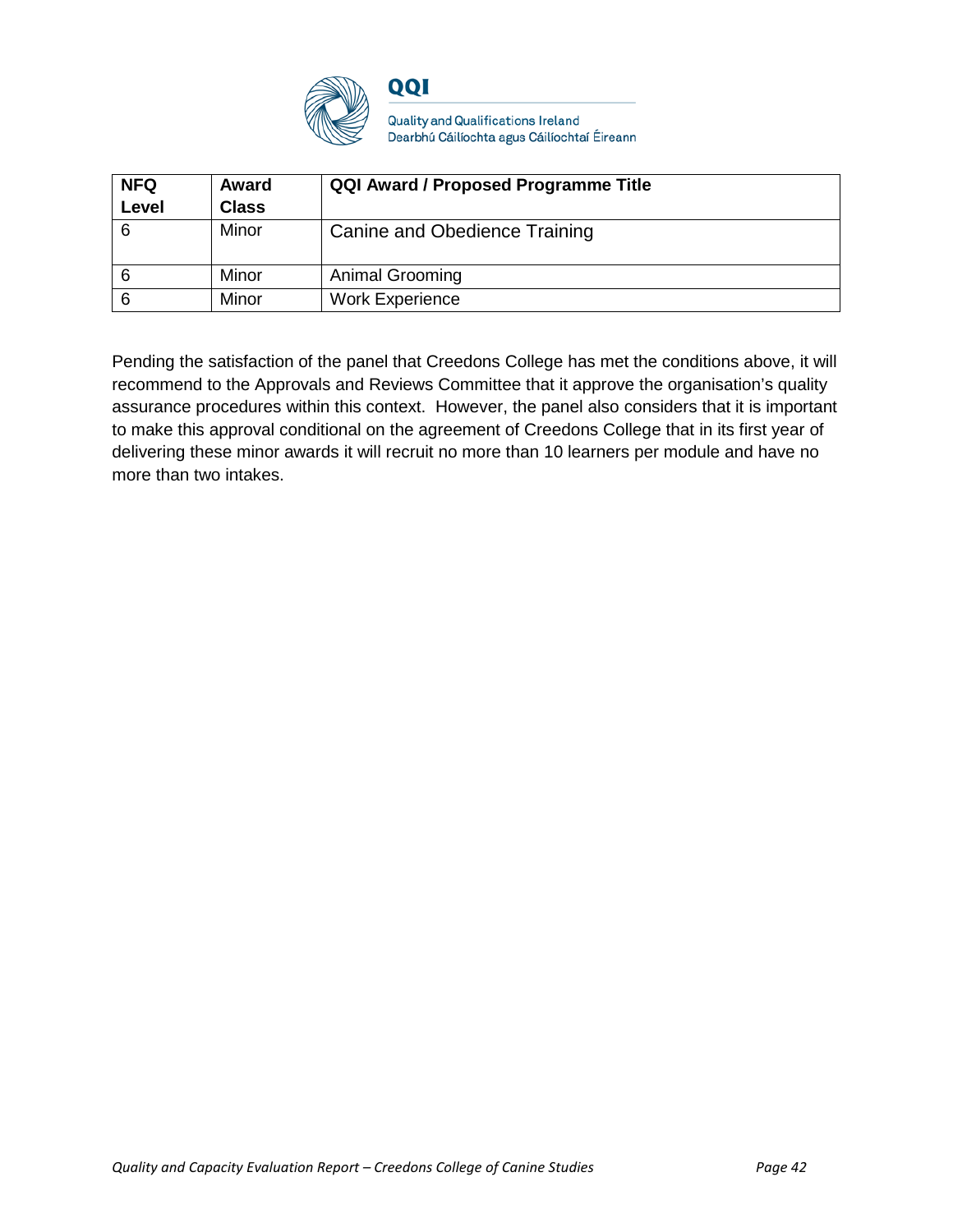| NFQ Level | Award Class | QQI Award / Proposed Programme Title |
|---|---|---|
| 6 | Minor | Canine and Obedience Training |
| 6 | Minor | Animal Grooming |
| 6 | Minor | Work Experience |

Pending the satisfaction of the panel that Creedons College has met the conditions above, it will recommend to the Approvals and Reviews Committee that it approve the organisation's quality assurance procedures within this context. However, the panel also considers that it is important to make this approval conditional on the agreement of Creedons College that in its first year of delivering these minor awards it will recruit no more than 10 learners per module and have no more than two intakes.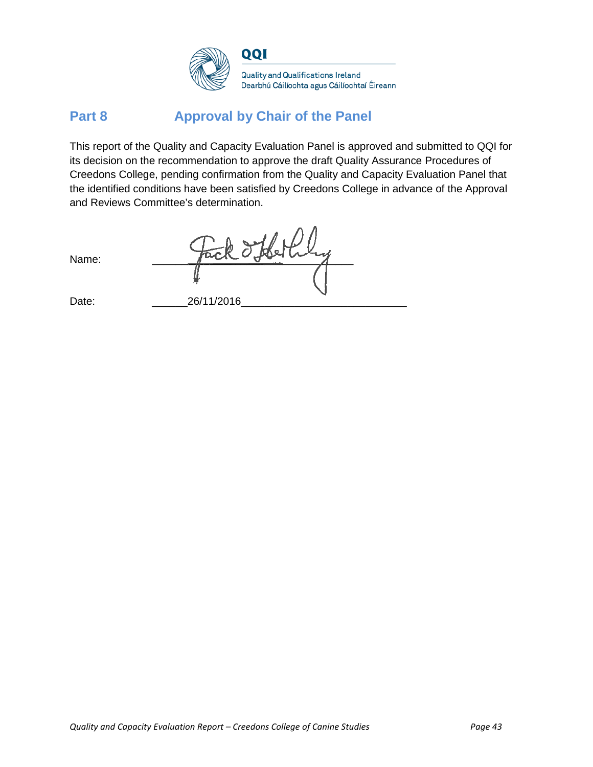## Part 8 Approval by Chair of the Panel

This report of the Quality and Capacity Evaluation Panel is approved and submitted to QQI for its decision on the recommendation to approve the draft Quality Assurance Procedures of Creedons College, pending confirmation from the Quality and Capacity Evaluation Panel that the identified conditions have been satisfied by Creedons College in advance of the Approval and Reviews Committee's determination.

Name: ______________________________

Date: ______26/11/2016___________________________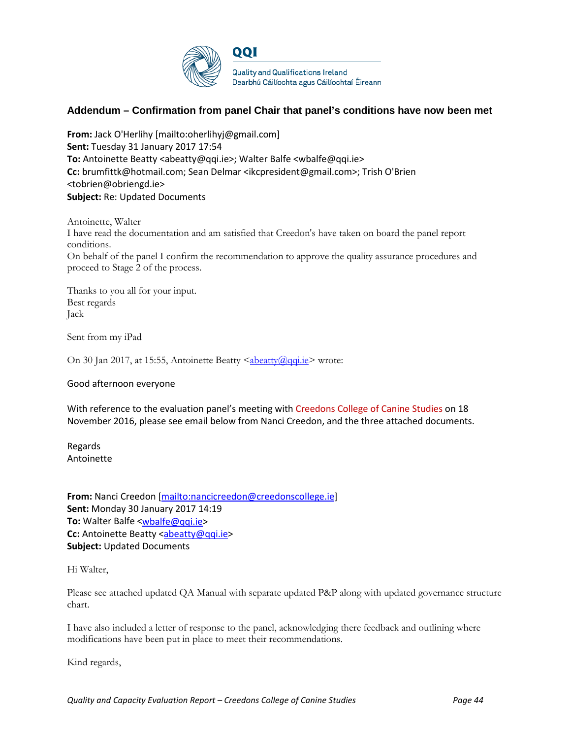QQI

Quality and Qualifications Ireland
Dearbhú Cáilíochta agus Cáilíochtaí Éireann

### Addendum – Confirmation from panel Chair that panel's conditions have now been met

**From:** Jack O'Herlihy [mailto:oherlihyj@gmail.com]
**Sent:** Tuesday 31 January 2017 17:54
**To:** Antoinette Beatty <abeatty@qqi.ie>; Walter Balfe <wbalfe@qqi.ie>
**Cc:** brumfittk@hotmail.com; Sean Delmar <ikcpresident@gmail.com>; Trish O'Brien <tobrien@obriengd.ie>
**Subject:** Re: Updated Documents

Antoinette, Walter
I have read the documentation and am satisfied that Creedon's have taken on board the panel report conditions.
On behalf of the panel I confirm the recommendation to approve the quality assurance procedures and proceed to Stage 2 of the process.

Thanks to you all for your input.
Best regards
Jack

Sent from my iPad

On 30 Jan 2017, at 15:55, Antoinette Beatty <abeatty@qqi.ie> wrote:

Good afternoon everyone

With reference to the evaluation panel's meeting with Creedons College of Canine Studies on 18 November 2016, please see email below from Nanci Creedon, and the three attached documents.

Regards
Antoinette

**From:** Nanci Creedon [mailto:nancicreedon@creedonscollege.ie]
**Sent:** Monday 30 January 2017 14:19
**To:** Walter Balfe <wbalfe@qqi.ie>
**Cc:** Antoinette Beatty <abeatty@qqi.ie>
**Subject:** Updated Documents

Hi Walter,

Please see attached updated QA Manual with separate updated P&P along with updated governance structure chart.

I have also included a letter of response to the panel, acknowledging there feedback and outlining where modifications have been put in place to meet their recommendations.

Kind regards,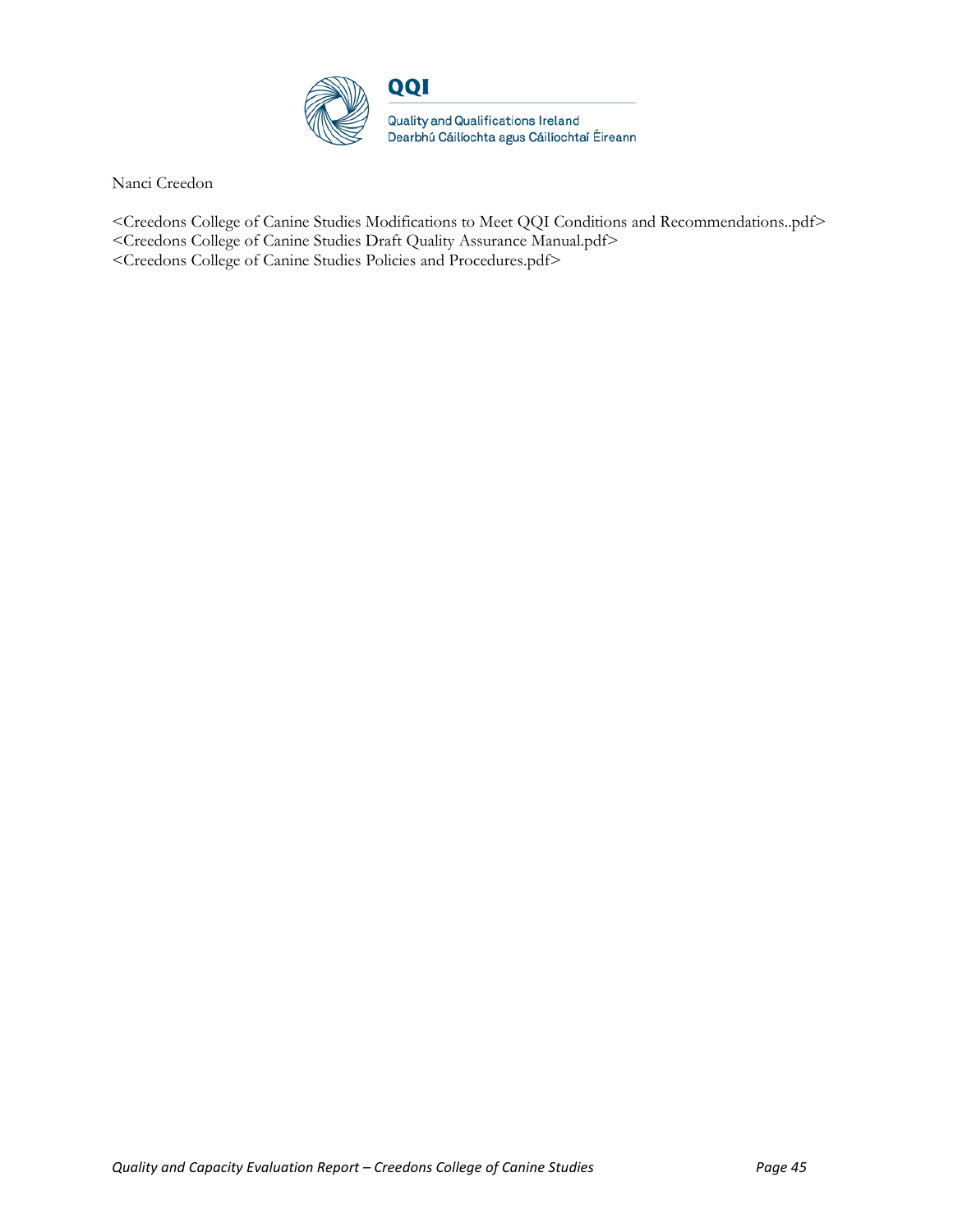Nanci Creedon

<Creedons College of Canine Studies Modifications to Meet QQI Conditions and Recommendations..pdf>
<Creedons College of Canine Studies Draft Quality Assurance Manual.pdf>
<Creedons College of Canine Studies Policies and Procedures.pdf>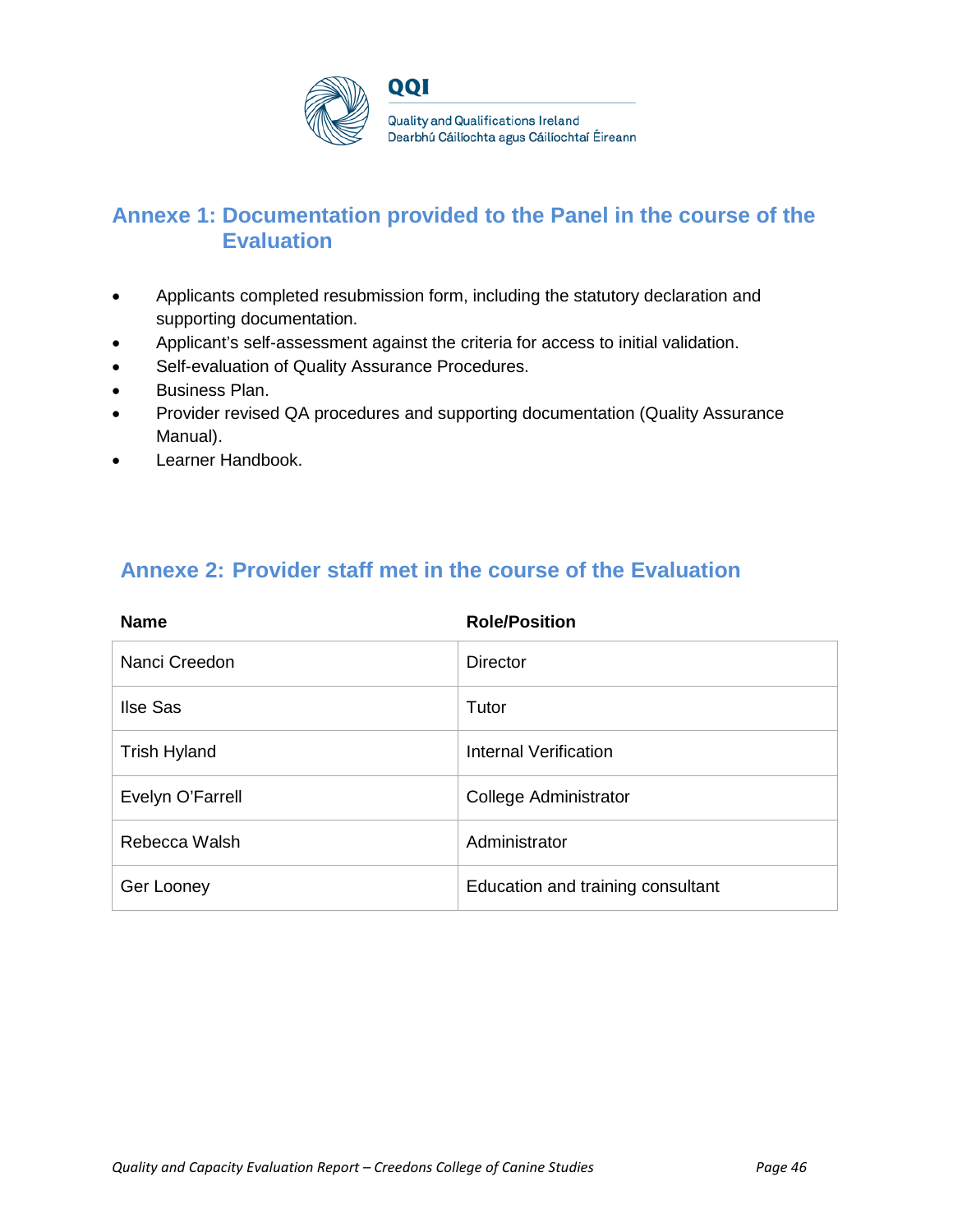## Annexe 1: Documentation provided to the Panel in the course of the Evaluation

- Applicants completed resubmission form, including the statutory declaration and supporting documentation.
- Applicant's self-assessment against the criteria for access to initial validation.
- Self-evaluation of Quality Assurance Procedures.
- Business Plan.
- Provider revised QA procedures and supporting documentation (Quality Assurance Manual).
- Learner Handbook.

## Annexe 2: Provider staff met in the course of the Evaluation

| Name | Role/Position |
|---|---|
| Nanci Creedon | Director |
| Ilse Sas | Tutor |
| Trish Hyland | Internal Verification |
| Evelyn O'Farrell | College Administrator |
| Rebecca Walsh | Administrator |
| Ger Looney | Education and training consultant |